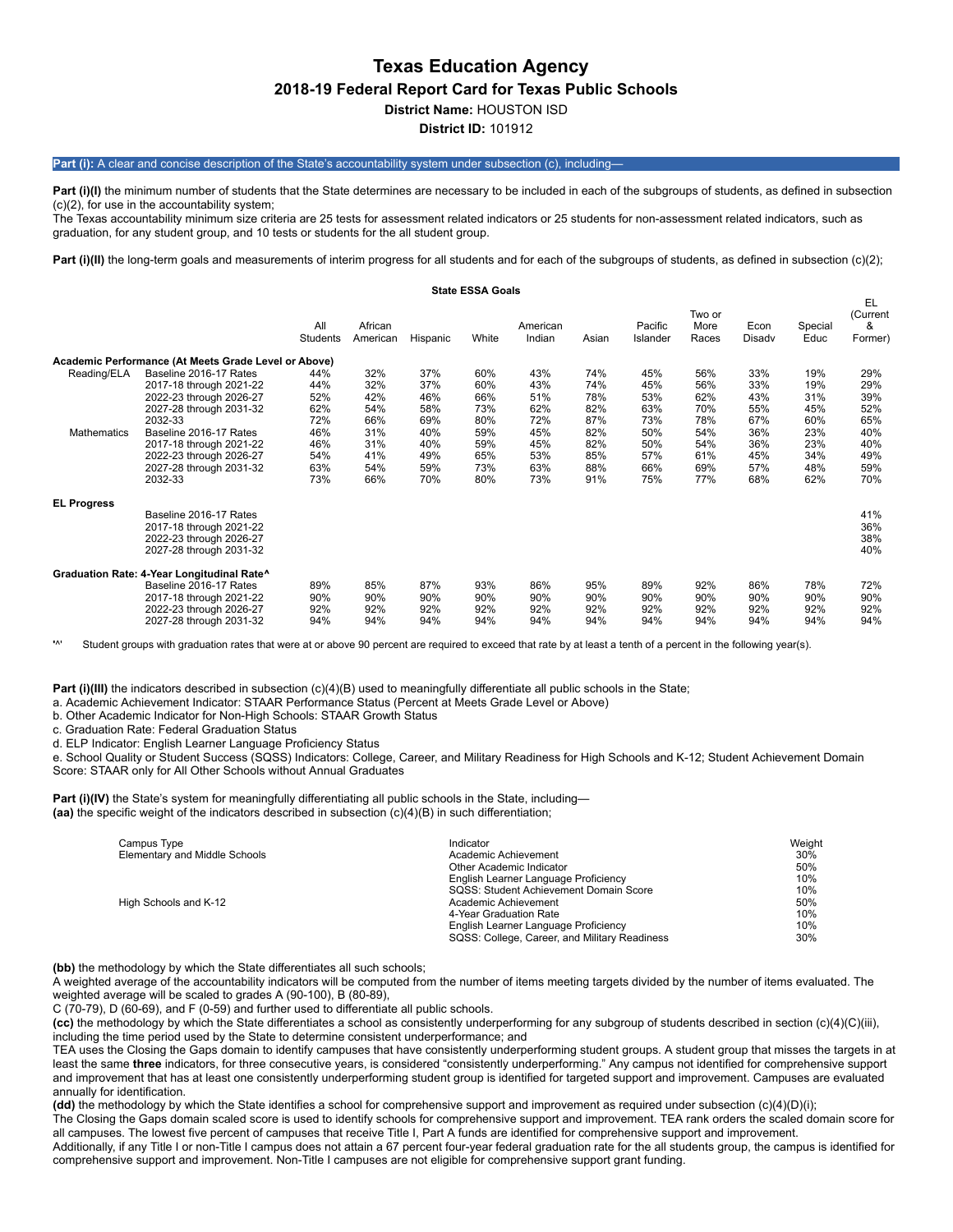# Texas Education Agency

## 2018-19 Federal Report Card for Texas Public Schools

**District Name:** HOUSTON ISD

**District ID:** 101912

**Part (i):** A clear and concise description of the State's accountability system under subsection (c), including—

**Part (i)(I)** the minimum number of students that the State determines are necessary to be included in each of the subgroups of students, as defined in subsection (c)(2), for use in the accountability system;

The Texas accountability minimum size criteria are 25 tests for assessment related indicators or 25 students for non-assessment related indicators, such as graduation, for any student group, and 10 tests or students for the all student group.

**Part (i)(II)** the long-term goals and measurements of interim progress for all students and for each of the subgroups of students, as defined in subsection (c)(2);

**State ESSA Goals**

| | | All Students | African American | Hispanic | White | American Indian | Asian | Pacific Islander | Two or More Races | Econ Disadv | Special Educ | EL (Current & Former) |
|---|---|---|---|---|---|---|---|---|---|---|---|---|
| **Academic Performance (At Meets Grade Level or Above)** | | | | | | | | | | | | |
| Reading/ELA | Baseline 2016-17 Rates | 44% | 32% | 37% | 60% | 43% | 74% | 45% | 56% | 33% | 19% | 29% |
| | 2017-18 through 2021-22 | 44% | 32% | 37% | 60% | 43% | 74% | 45% | 56% | 33% | 19% | 29% |
| | 2022-23 through 2026-27 | 52% | 42% | 46% | 66% | 51% | 78% | 53% | 62% | 43% | 31% | 39% |
| | 2027-28 through 2031-32 | 62% | 54% | 58% | 73% | 62% | 82% | 63% | 70% | 55% | 45% | 52% |
| | 2032-33 | 72% | 66% | 69% | 80% | 72% | 87% | 73% | 78% | 67% | 60% | 65% |
| Mathematics | Baseline 2016-17 Rates | 46% | 31% | 40% | 59% | 45% | 82% | 50% | 54% | 36% | 23% | 40% |
| | 2017-18 through 2021-22 | 46% | 31% | 40% | 59% | 45% | 82% | 50% | 54% | 36% | 23% | 40% |
| | 2022-23 through 2026-27 | 54% | 41% | 49% | 65% | 53% | 85% | 57% | 61% | 45% | 34% | 49% |
| | 2027-28 through 2031-32 | 63% | 54% | 59% | 73% | 63% | 88% | 66% | 69% | 57% | 48% | 59% |
| | 2032-33 | 73% | 66% | 70% | 80% | 73% | 91% | 75% | 77% | 68% | 62% | 70% |
| **EL Progress** | | | | | | | | | | | | |
| | Baseline 2016-17 Rates | | | | | | | | | | | 41% |
| | 2017-18 through 2021-22 | | | | | | | | | | | 36% |
| | 2022-23 through 2026-27 | | | | | | | | | | | 38% |
| | 2027-28 through 2031-32 | | | | | | | | | | | 40% |
| **Graduation Rate: 4-Year Longitudinal Rate^** | | | | | | | | | | | | |
| | Baseline 2016-17 Rates | 89% | 85% | 87% | 93% | 86% | 95% | 89% | 92% | 86% | 78% | 72% |
| | 2017-18 through 2021-22 | 90% | 90% | 90% | 90% | 90% | 90% | 90% | 90% | 90% | 90% | 90% |
| | 2022-23 through 2026-27 | 92% | 92% | 92% | 92% | 92% | 92% | 92% | 92% | 92% | 92% | 92% |
| | 2027-28 through 2031-32 | 94% | 94% | 94% | 94% | 94% | 94% | 94% | 94% | 94% | 94% | 94% |

'^' Student groups with graduation rates that were at or above 90 percent are required to exceed that rate by at least a tenth of a percent in the following year(s).

**Part (i)(III)** the indicators described in subsection (c)(4)(B) used to meaningfully differentiate all public schools in the State;

a. Academic Achievement Indicator: STAAR Performance Status (Percent at Meets Grade Level or Above)
b. Other Academic Indicator for Non-High Schools: STAAR Growth Status
c. Graduation Rate: Federal Graduation Status
d. ELP Indicator: English Learner Language Proficiency Status
e. School Quality or Student Success (SQSS) Indicators: College, Career, and Military Readiness for High Schools and K-12; Student Achievement Domain Score: STAAR only for All Other Schools without Annual Graduates

**Part (i)(IV)** the State's system for meaningfully differentiating all public schools in the State, including—
**(aa)** the specific weight of the indicators described in subsection (c)(4)(B) in such differentiation;

| Campus Type | Indicator | Weight |
|---|---|---|
| Elementary and Middle Schools | Academic Achievement | 30% |
| | Other Academic Indicator | 50% |
| | English Learner Language Proficiency | 10% |
| | SQSS: Student Achievement Domain Score | 10% |
| High Schools and K-12 | Academic Achievement | 50% |
| | 4-Year Graduation Rate | 10% |
| | English Learner Language Proficiency | 10% |
| | SQSS: College, Career, and Military Readiness | 30% |

**(bb)** the methodology by which the State differentiates all such schools;
A weighted average of the accountability indicators will be computed from the number of items meeting targets divided by the number of items evaluated. The weighted average will be scaled to grades A (90-100), B (80-89),
C (70-79), D (60-69), and F (0-59) and further used to differentiate all public schools.

**(cc)** the methodology by which the State differentiates a school as consistently underperforming for any subgroup of students described in section (c)(4)(C)(iii), including the time period used by the State to determine consistent underperformance; and
TEA uses the Closing the Gaps domain to identify campuses that have consistently underperforming student groups. A student group that misses the targets in at least the same **three** indicators, for three consecutive years, is considered "consistently underperforming." Any campus not identified for comprehensive support and improvement that has at least one consistently underperforming student group is identified for targeted support and improvement. Campuses are evaluated annually for identification.

**(dd)** the methodology by which the State identifies a school for comprehensive support and improvement as required under subsection (c)(4)(D)(i);
The Closing the Gaps domain scaled score is used to identify schools for comprehensive support and improvement. TEA rank orders the scaled domain score for all campuses. The lowest five percent of campuses that receive Title I, Part A funds are identified for comprehensive support and improvement.
Additionally, if any Title I or non-Title I campus does not attain a 67 percent four-year federal graduation rate for the all students group, the campus is identified for comprehensive support and improvement. Non-Title I campuses are not eligible for comprehensive support grant funding.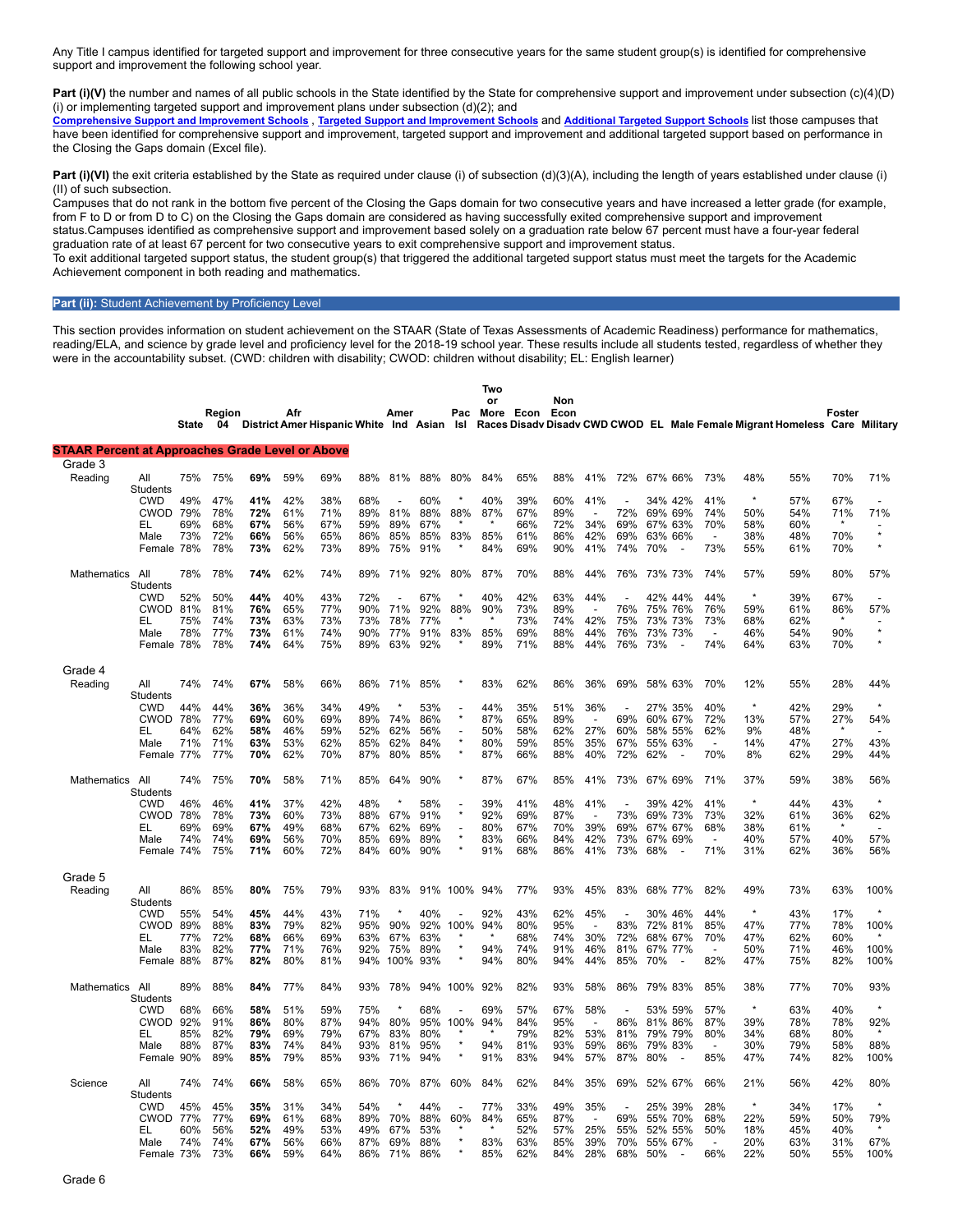Any Title I campus identified for targeted support and improvement for three consecutive years for the same student group(s) is identified for comprehensive support and improvement the following school year.

**Part (i)(V)** the number and names of all public schools in the State identified by the State for comprehensive support and improvement under subsection (c)(4)(D)(i) or implementing targeted support and improvement plans under subsection (d)(2); and

**Comprehensive Support and Improvement Schools** , **Targeted Support and Improvement Schools** and **Additional Targeted Support Schools** list those campuses that have been identified for comprehensive support and improvement, targeted support and improvement and additional targeted support based on performance in the Closing the Gaps domain (Excel file).

**Part (i)(VI)** the exit criteria established by the State as required under clause (i) of subsection (d)(3)(A), including the length of years established under clause (i)(II) of such subsection.

Campuses that do not rank in the bottom five percent of the Closing the Gaps domain for two consecutive years and have increased a letter grade (for example, from F to D or from D to C) on the Closing the Gaps domain are considered as having successfully exited comprehensive support and improvement status.Campuses identified as comprehensive support and improvement based solely on a graduation rate below 67 percent must have a four-year federal graduation rate of at least 67 percent for two consecutive years to exit comprehensive support and improvement status.

To exit additional targeted support status, the student group(s) that triggered the additional targeted support status must meet the targets for the Academic Achievement component in both reading and mathematics.

## Part (ii): Student Achievement by Proficiency Level

This section provides information on student achievement on the STAAR (State of Texas Assessments of Academic Readiness) performance for mathematics, reading/ELA, and science by grade level and proficiency level for the 2018-19 school year. These results include all students tested, regardless of whether they were in the accountability subset. (CWD: children with disability; CWOD: children without disability; EL: English learner)

| | | State | Region 04 | District | Afr Amer | Hispanic | White | Amer Ind | Asian | Pac Isl | Two or More Races | Econ Disadv | Non Econ Disadv | CWD | CWOD | EL | Male | Female | Migrant | Homeless | Foster Care | Military |
|---|---|---|---|---|---|---|---|---|---|---|---|---|---|---|---|---|---|---|---|---|---|---|
| **STAAR Percent at Approaches Grade Level or Above** | | | | | | | | | | | | | | | | | | | | | | |
| Grade 3 | | | | | | | | | | | | | | | | | | | | | | |
| Reading | All Students | 75% | 75% | **69%** | 59% | 69% | 88% | 81% | 88% | 80% | 84% | 65% | 88% | 41% | 72% | 67% | 66% | 73% | 48% | 55% | 70% | 71% |
| | CWD | 49% | 47% | **41%** | 42% | 38% | 68% | - | 60% | * | 40% | 39% | 60% | 41% | - | 34% | 42% | 41% | * | 57% | 67% | - |
| | CWOD | 79% | 78% | **72%** | 61% | 71% | 89% | 81% | 88% | 88% | 87% | 67% | 89% | - | 72% | 69% | 69% | 74% | 50% | 54% | 71% | 71% |
| | EL | 69% | 68% | **67%** | 56% | 67% | 59% | 89% | 67% | * | * | 66% | 72% | 34% | 69% | 67% | 63% | 70% | 58% | 60% | * | - |
| | Male | 73% | 72% | **66%** | 56% | 65% | 86% | 85% | 85% | 83% | 85% | 61% | 86% | 42% | 69% | 63% | 66% | - | 38% | 48% | 70% | * |
| | Female | 78% | 78% | **73%** | 62% | 73% | 89% | 75% | 91% | * | 84% | 69% | 90% | 41% | 74% | 70% | - | 73% | 55% | 61% | 70% | * |
| Mathematics | All Students | 78% | 78% | **74%** | 62% | 74% | 89% | 71% | 92% | 80% | 87% | 70% | 88% | 44% | 76% | 73% | 73% | 74% | 57% | 59% | 80% | 57% |
| | CWD | 52% | 50% | **44%** | 40% | 43% | 72% | - | 67% | * | 40% | 42% | 63% | 44% | - | 42% | 44% | 44% | * | 39% | 67% | - |
| | CWOD | 81% | 81% | **76%** | 65% | 77% | 90% | 71% | 92% | 88% | 90% | 73% | 89% | - | 75% | 75% | 76% | 76% | 59% | 61% | 86% | 57% |
| | EL | 75% | 74% | **73%** | 63% | 73% | 73% | 78% | 77% | * | * | 73% | 74% | 42% | 75% | 73% | 73% | 73% | 68% | 62% | * | - |
| | Male | 78% | 77% | **73%** | 61% | 74% | 90% | 77% | 91% | 83% | 85% | 69% | 88% | 44% | 76% | 73% | 73% | - | 46% | 54% | 90% | * |
| | Female | 78% | 78% | **74%** | 64% | 75% | 89% | 63% | 92% | * | 89% | 71% | 88% | 44% | 76% | 73% | - | 74% | 64% | 63% | 70% | * |
| Grade 4 | | | | | | | | | | | | | | | | | | | | | | |
| Reading | All Students | 74% | 74% | **67%** | 58% | 66% | 86% | 71% | 85% | * | 83% | 62% | 86% | 36% | 69% | 58% | 63% | 70% | 12% | 55% | 28% | 44% |
| | CWD | 44% | 44% | **36%** | 36% | 34% | 49% | * | 53% | - | 44% | 35% | 51% | 36% | - | 27% | 35% | 40% | * | 42% | 29% | * |
| | CWOD | 78% | 77% | **69%** | 60% | 69% | 89% | 74% | 86% | * | 87% | 65% | 89% | - | 69% | 60% | 67% | 72% | 13% | 57% | 27% | 54% |
| | EL | 64% | 62% | **58%** | 46% | 59% | 52% | 62% | 56% | - | 50% | 58% | 62% | 27% | 60% | 58% | 55% | 62% | 9% | 48% | * | - |
| | Male | 71% | 71% | **63%** | 53% | 62% | 85% | 62% | 84% | * | 80% | 59% | 85% | 35% | 67% | 55% | 63% | - | 14% | 47% | 27% | 43% |
| | Female | 77% | 77% | **70%** | 62% | 70% | 87% | 80% | 85% | * | 87% | 66% | 88% | 40% | 72% | 62% | - | 70% | 8% | 62% | 29% | 44% |
| Mathematics | All Students | 74% | 75% | **70%** | 58% | 71% | 85% | 64% | 90% | * | 87% | 67% | 85% | 41% | 73% | 67% | 69% | 71% | 37% | 59% | 38% | 56% |
| | CWD | 46% | 46% | **41%** | 37% | 42% | 48% | * | 58% | - | 39% | 41% | 48% | 41% | - | 39% | 42% | 41% | * | 44% | 43% | * |
| | CWOD | 78% | 78% | **73%** | 60% | 73% | 88% | 67% | 91% | * | 92% | 69% | 87% | - | 73% | 69% | 73% | 73% | 32% | 61% | 36% | 62% |
| | EL | 69% | 69% | **67%** | 49% | 68% | 67% | 62% | 69% | - | 80% | 67% | 70% | 39% | 69% | 67% | 67% | 68% | 38% | 61% | * | - |
| | Male | 74% | 74% | **69%** | 56% | 70% | 85% | 69% | 89% | * | 83% | 66% | 84% | 42% | 73% | 67% | 69% | - | 40% | 57% | 40% | 57% |
| | Female | 74% | 75% | **71%** | 60% | 72% | 84% | 60% | 90% | * | 91% | 68% | 86% | 41% | 73% | 68% | - | 71% | 31% | 62% | 36% | 56% |
| Grade 5 | | | | | | | | | | | | | | | | | | | | | | |
| Reading | All Students | 86% | 85% | **80%** | 75% | 79% | 93% | 83% | 91% | 100% | 94% | 77% | 93% | 45% | 83% | 68% | 77% | 82% | 49% | 73% | 63% | 100% |
| | CWD | 55% | 54% | **45%** | 44% | 43% | 71% | * | 40% | - | 92% | 43% | 62% | 45% | - | 30% | 46% | 44% | * | 43% | 17% | * |
| | CWOD | 89% | 88% | **83%** | 79% | 82% | 95% | 90% | 92% | 100% | 94% | 80% | 95% | - | 83% | 72% | 81% | 85% | 47% | 77% | 78% | 100% |
| | EL | 77% | 72% | **68%** | 66% | 69% | 63% | 67% | 63% | * | * | 68% | 74% | 30% | 72% | 68% | 67% | 70% | 47% | 62% | 60% | * |
| | Male | 83% | 82% | **77%** | 71% | 76% | 92% | 75% | 89% | * | 94% | 74% | 91% | 46% | 81% | 67% | 77% | - | 50% | 71% | 46% | 100% |
| | Female | 88% | 87% | **82%** | 80% | 81% | 94% | 100% | 93% | * | 94% | 80% | 94% | 44% | 85% | 70% | - | 82% | 47% | 75% | 82% | 100% |
| Mathematics | All Students | 89% | 88% | **84%** | 77% | 84% | 93% | 78% | 94% | 100% | 92% | 82% | 93% | 58% | 86% | 79% | 83% | 85% | 38% | 77% | 70% | 93% |
| | CWD | 68% | 66% | **58%** | 51% | 59% | 75% | * | 68% | - | 69% | 57% | 67% | 58% | - | 53% | 59% | 57% | * | 63% | 40% | * |
| | CWOD | 92% | 91% | **86%** | 80% | 87% | 94% | 80% | 95% | 100% | 94% | 84% | 95% | - | 86% | 81% | 86% | 87% | 39% | 78% | 78% | 92% |
| | EL | 85% | 82% | **79%** | 69% | 79% | 67% | 83% | 80% | * | * | 79% | 82% | 53% | 81% | 79% | 79% | 80% | 34% | 68% | 80% | * |
| | Male | 88% | 87% | **83%** | 74% | 84% | 93% | 81% | 95% | * | 94% | 81% | 93% | 59% | 86% | 79% | 83% | - | 30% | 79% | 58% | 88% |
| | Female | 90% | 89% | **85%** | 79% | 85% | 93% | 71% | 94% | * | 91% | 83% | 94% | 57% | 87% | 80% | - | 85% | 47% | 74% | 82% | 100% |
| Science | All Students | 74% | 74% | **66%** | 58% | 65% | 86% | 70% | 87% | 60% | 84% | 62% | 84% | 35% | 69% | 52% | 67% | 66% | 21% | 56% | 42% | 80% |
| | CWD | 45% | 45% | **35%** | 31% | 34% | 54% | * | 44% | - | 77% | 33% | 49% | 35% | - | 25% | 39% | 28% | * | 34% | 17% | * |
| | CWOD | 77% | 77% | **69%** | 61% | 68% | 89% | 70% | 88% | 60% | 84% | 65% | 87% | - | 69% | 55% | 70% | 68% | 22% | 59% | 50% | 79% |
| | EL | 60% | 56% | **52%** | 49% | 53% | 49% | 67% | 53% | * | * | 52% | 57% | 25% | 55% | 52% | 55% | 50% | 18% | 45% | 40% | * |
| | Male | 74% | 74% | **67%** | 56% | 66% | 87% | 69% | 88% | * | 83% | 63% | 85% | 39% | 70% | 55% | 67% | - | 20% | 63% | 31% | 67% |
| | Female | 73% | 73% | **66%** | 59% | 64% | 86% | 71% | 86% | * | 85% | 62% | 84% | 28% | 68% | 50% | - | 66% | 22% | 50% | 55% | 100% |

Grade 6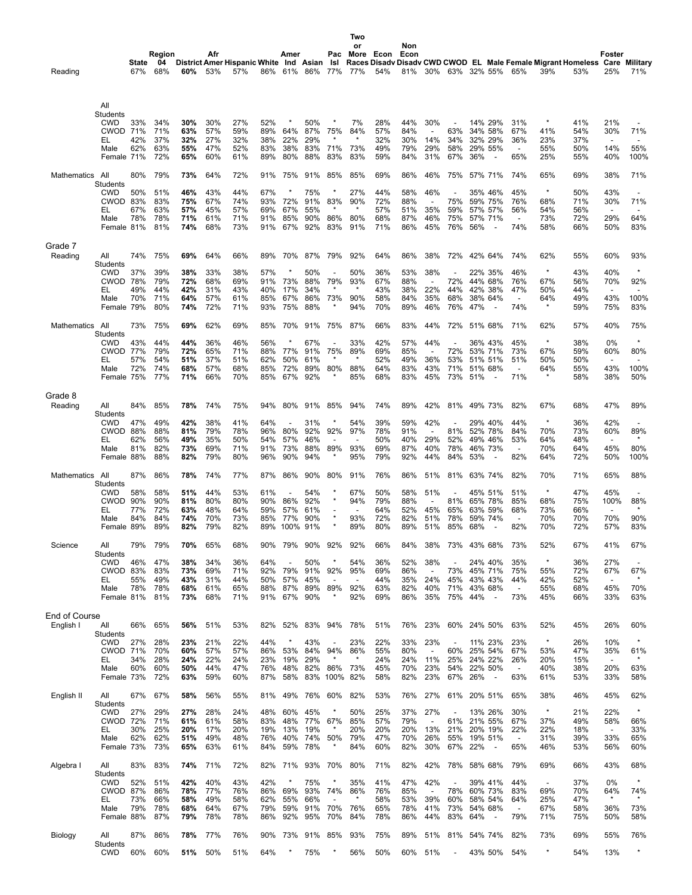| | | State | Region 04 | District | Afr Amer | Hispanic | White | Amer Ind | Asian | Pac Isl | Two or More Races | Econ Disadv | Non Econ Disadv | CWD | CWOD | EL | Male | Female | Migrant | Homeless | Foster Care | Military |
|---|---|---|---|---|---|---|---|---|---|---|---|---|---|---|---|---|---|---|---|---|---|---|
| Reading | All Students | 67% | 68% | **60%** | 53% | 57% | 86% | 61% | 86% | 77% | 77% | 54% | 81% | 30% | 63% | 32% | 55% | 65% | 39% | 53% | 25% | 71% |
| | CWD | 33% | 34% | **30%** | 30% | 27% | 52% | * | 50% | * | 7% | 28% | 44% | 30% | - | 14% | 29% | 31% | * | 41% | 21% | - |
| | CWOD | 71% | 71% | **63%** | 57% | 59% | 89% | 64% | 87% | 75% | 84% | 57% | 84% | - | 63% | 34% | 58% | 67% | 41% | 54% | 30% | 71% |
| | EL | 42% | 37% | **32%** | 27% | 32% | 38% | 22% | 29% | * | * | 32% | 30% | 14% | 34% | 32% | 29% | 36% | 23% | 37% | - | - |
| | Male | 62% | 63% | **55%** | 47% | 52% | 83% | 38% | 83% | 71% | 73% | 49% | 79% | 29% | 58% | 29% | 55% | - | 55% | 50% | 14% | 55% |
| | Female | 71% | 72% | **65%** | 60% | 61% | 89% | 80% | 88% | 83% | 83% | 59% | 84% | 31% | 67% | 36% | - | 65% | 25% | 55% | 40% | 100% |
| Mathematics | All Students | 80% | 79% | **73%** | 64% | 72% | 91% | 75% | 91% | 85% | 85% | 69% | 86% | 46% | 75% | 57% | 71% | 74% | 65% | 69% | 38% | 71% |
| | CWD | 50% | 51% | **46%** | 43% | 44% | 67% | * | 75% | * | 27% | 44% | 58% | 46% | - | 35% | 46% | 45% | * | 50% | 43% | - |
| | CWOD | 83% | 83% | **75%** | 67% | 74% | 93% | 72% | 91% | 83% | 90% | 72% | 88% | - | 75% | 59% | 75% | 76% | 68% | 71% | 30% | 71% |
| | EL | 67% | 63% | **57%** | 45% | 57% | 69% | 67% | 55% | * | * | 57% | 51% | 35% | 59% | 57% | 57% | 56% | 54% | 56% | - | - |
| | Male | 78% | 78% | **71%** | 61% | 71% | 91% | 85% | 90% | 86% | 80% | 68% | 87% | 46% | 75% | 57% | 71% | - | 73% | 72% | 29% | 64% |
| | Female | 81% | 81% | **74%** | 68% | 73% | 91% | 67% | 92% | 83% | 91% | 71% | 86% | 45% | 76% | 56% | - | 74% | 58% | 66% | 50% | 83% |
| **Grade 7** | | | | | | | | | | | | | | | | | | | | | | |
| Reading | All Students | 74% | 75% | **69%** | 64% | 66% | 89% | 70% | 87% | 79% | 92% | 64% | 86% | 38% | 72% | 42% | 64% | 74% | 62% | 55% | 60% | 93% |
| | CWD | 37% | 39% | **38%** | 33% | 38% | 57% | * | 50% | - | 50% | 36% | 53% | 38% | - | 22% | 35% | 46% | * | 43% | 40% | * |
| | CWOD | 78% | 79% | **72%** | 68% | 69% | 91% | 73% | 88% | 79% | 93% | 67% | 88% | - | 72% | 44% | 68% | 76% | 67% | 56% | 70% | 92% |
| | EL | 49% | 44% | **42%** | 31% | 43% | 40% | 17% | 34% | * | * | 43% | 38% | 22% | 44% | 42% | 38% | 47% | 50% | 44% | - | - |
| | Male | 70% | 71% | **64%** | 57% | 61% | 85% | 67% | 86% | 73% | 90% | 58% | 84% | 35% | 68% | 38% | 64% | - | 64% | 49% | 43% | 100% |
| | Female | 79% | 80% | **74%** | 72% | 71% | 93% | 75% | 88% | * | 94% | 70% | 89% | 46% | 76% | 47% | - | 74% | * | 59% | 75% | 83% |
| Mathematics | All Students | 73% | 75% | **69%** | 62% | 69% | 85% | 70% | 91% | 75% | 87% | 66% | 83% | 44% | 72% | 51% | 68% | 71% | 62% | 57% | 40% | 75% |
| | CWD | 43% | 44% | **44%** | 36% | 46% | 56% | * | 67% | - | 33% | 42% | 57% | 44% | - | 36% | 43% | 45% | * | 38% | 0% | * |
| | CWOD | 77% | 79% | **72%** | 65% | 71% | 88% | 77% | 91% | 75% | 89% | 69% | 85% | - | 72% | 53% | 71% | 73% | 67% | 59% | 60% | 80% |
| | EL | 57% | 54% | **51%** | 37% | 51% | 62% | 50% | 61% | * | * | 52% | 49% | 36% | 53% | 51% | 51% | 51% | 50% | 50% | - | - |
| | Male | 72% | 74% | **68%** | 57% | 68% | 85% | 72% | 89% | 80% | 88% | 64% | 83% | 43% | 71% | 51% | 68% | - | 64% | 55% | 43% | 100% |
| | Female | 75% | 77% | **71%** | 66% | 70% | 85% | 67% | 92% | * | 85% | 68% | 83% | 45% | 73% | 51% | - | 71% | * | 58% | 38% | 50% |
| **Grade 8** | | | | | | | | | | | | | | | | | | | | | | |
| Reading | All Students | 84% | 85% | **78%** | 74% | 75% | 94% | 80% | 91% | 85% | 94% | 74% | 89% | 42% | 81% | 49% | 73% | 82% | 67% | 68% | 47% | 89% |
| | CWD | 47% | 49% | **42%** | 38% | 41% | 64% | - | 31% | * | 54% | 39% | 59% | 42% | - | 29% | 40% | 44% | * | 36% | 42% | - |
| | CWOD | 88% | 88% | **81%** | 79% | 78% | 96% | 80% | 92% | 92% | 97% | 78% | 91% | - | 81% | 52% | 78% | 84% | 70% | 73% | 60% | 89% |
| | EL | 62% | 56% | **49%** | 35% | 50% | 54% | 57% | 46% | - | - | 50% | 40% | 29% | 52% | 49% | 46% | 53% | 64% | 48% | - | * |
| | Male | 81% | 82% | **73%** | 69% | 71% | 91% | 73% | 88% | 89% | 93% | 69% | 87% | 40% | 78% | 46% | 73% | - | 70% | 64% | 45% | 80% |
| | Female | 88% | 88% | **82%** | 79% | 80% | 96% | 90% | 94% | * | 95% | 79% | 92% | 44% | 84% | 53% | - | 82% | 64% | 72% | 50% | 100% |
| Mathematics | All Students | 87% | 86% | **78%** | 74% | 77% | 87% | 86% | 90% | 80% | 91% | 76% | 86% | 51% | 81% | 63% | 74% | 82% | 70% | 71% | 65% | 88% |
| | CWD | 58% | 58% | **51%** | 44% | 53% | 61% | - | 54% | * | 67% | 50% | 58% | 51% | - | 45% | 51% | 51% | * | 47% | 45% | - |
| | CWOD | 90% | 90% | **81%** | 80% | 80% | 90% | 86% | 92% | * | 94% | 79% | 88% | - | 81% | 65% | 78% | 85% | 68% | 75% | 100% | 88% |
| | EL | 77% | 72% | **63%** | 48% | 64% | 59% | 57% | 61% | - | - | 64% | 52% | 45% | 65% | 63% | 59% | 68% | 73% | 66% | - | * |
| | Male | 84% | 84% | **74%** | 70% | 73% | 85% | 77% | 90% | * | 93% | 72% | 82% | 51% | 78% | 59% | 74% | - | 70% | 70% | 70% | 90% |
| | Female | 89% | 89% | **82%** | 79% | 82% | 89% | 100% | 91% | * | 89% | 80% | 89% | 51% | 85% | 68% | - | 82% | 70% | 72% | 57% | 83% |
| Science | All Students | 79% | 79% | **70%** | 65% | 68% | 90% | 79% | 90% | 92% | 92% | 66% | 84% | 38% | 73% | 43% | 68% | 73% | 52% | 67% | 41% | 67% |
| | CWD | 46% | 47% | **38%** | 34% | 36% | 64% | - | 50% | * | 54% | 36% | 52% | 38% | - | 24% | 40% | 35% | * | 36% | 27% | - |
| | CWOD | 83% | 83% | **73%** | 69% | 71% | 92% | 79% | 91% | 92% | 95% | 69% | 86% | - | 73% | 45% | 71% | 75% | 55% | 72% | 67% | 67% |
| | EL | 55% | 49% | **43%** | 31% | 44% | 50% | 57% | 45% | - | - | 44% | 35% | 24% | 45% | 43% | 43% | 44% | 42% | 52% | - | * |
| | Male | 78% | 78% | **68%** | 61% | 65% | 88% | 87% | 89% | 89% | 92% | 63% | 82% | 40% | 71% | 43% | 68% | - | 55% | 68% | 45% | 70% |
| | Female | 81% | 81% | **73%** | 68% | 71% | 91% | 67% | 90% | * | 92% | 69% | 86% | 35% | 75% | 44% | - | 73% | 45% | 66% | 33% | 63% |
| **End of Course** | | | | | | | | | | | | | | | | | | | | | | |
| English I | All Students | 66% | 65% | **56%** | 51% | 53% | 82% | 52% | 83% | 94% | 78% | 51% | 76% | 23% | 60% | 24% | 50% | 63% | 52% | 45% | 26% | 60% |
| | CWD | 27% | 28% | **23%** | 21% | 22% | 44% | * | 43% | - | 23% | 22% | 33% | 23% | - | 11% | 23% | 23% | * | 26% | 10% | * |
| | CWOD | 71% | 70% | **60%** | 57% | 57% | 86% | 53% | 84% | 94% | 86% | 55% | 80% | - | 60% | 25% | 54% | 67% | 53% | 47% | 35% | 61% |
| | EL | 34% | 28% | **24%** | 22% | 24% | 23% | 19% | 29% | * | * | 24% | 24% | 11% | 25% | 24% | 22% | 26% | 20% | 15% | - | * |
| | Male | 60% | 60% | **50%** | 44% | 47% | 76% | 48% | 82% | 86% | 73% | 45% | 70% | 23% | 54% | 22% | 50% | - | 40% | 38% | 20% | 63% |
| | Female | 73% | 72% | **63%** | 59% | 60% | 87% | 58% | 83% | 100% | 82% | 58% | 82% | 23% | 67% | 26% | - | 63% | 61% | 53% | 33% | 58% |
| English II | All Students | 67% | 67% | **58%** | 56% | 55% | 81% | 49% | 76% | 60% | 82% | 53% | 76% | 27% | 61% | 20% | 51% | 65% | 38% | 46% | 45% | 62% |
| | CWD | 27% | 29% | **27%** | 28% | 24% | 48% | 60% | 45% | * | 50% | 25% | 37% | 27% | - | 13% | 26% | 30% | * | 21% | 22% | * |
| | CWOD | 72% | 71% | **61%** | 61% | 58% | 83% | 48% | 77% | 67% | 85% | 57% | 79% | - | 61% | 21% | 55% | 67% | 37% | 49% | 58% | 66% |
| | EL | 30% | 25% | **20%** | 17% | 20% | 19% | 13% | 19% | * | 20% | 20% | 20% | 13% | 21% | 20% | 19% | 22% | 22% | 18% | - | 33% |
| | Male | 62% | 62% | **51%** | 49% | 48% | 76% | 40% | 74% | 50% | 79% | 47% | 70% | 26% | 55% | 19% | 51% | - | 31% | 39% | 33% | 65% |
| | Female | 73% | 73% | **65%** | 63% | 61% | 84% | 59% | 78% | * | 84% | 60% | 82% | 30% | 67% | 22% | - | 65% | 46% | 53% | 56% | 60% |
| Algebra I | All Students | 83% | 83% | **74%** | 71% | 72% | 82% | 71% | 93% | 70% | 80% | 71% | 82% | 42% | 78% | 58% | 68% | 79% | 69% | 66% | 43% | 68% |
| | CWD | 52% | 51% | **42%** | 40% | 43% | 42% | * | 75% | * | 35% | 41% | 47% | 42% | - | 39% | 41% | 44% | - | 37% | 0% | * |
| | CWOD | 87% | 86% | **78%** | 77% | 76% | 86% | 69% | 93% | 74% | 86% | 76% | 85% | - | 78% | 60% | 73% | 83% | 69% | 70% | 64% | 74% |
| | EL | 73% | 66% | **58%** | 49% | 58% | 62% | 55% | 66% | - | * | 58% | 53% | 39% | 60% | 58% | 54% | 64% | 25% | 47% | * | * |
| | Male | 79% | 78% | **68%** | 64% | 67% | 79% | 59% | 91% | 70% | 76% | 65% | 78% | 41% | 73% | 54% | 68% | - | 67% | 58% | 36% | 73% |
| | Female | 88% | 87% | **79%** | 78% | 78% | 86% | 92% | 95% | 70% | 84% | 78% | 86% | 44% | 83% | 64% | - | 79% | 71% | 75% | 50% | 58% |
| Biology | All Students | 87% | 86% | **78%** | 77% | 76% | 90% | 73% | 91% | 85% | 93% | 75% | 89% | 51% | 81% | 54% | 74% | 82% | 73% | 69% | 55% | 76% |
| | CWD | 60% | 60% | **51%** | 50% | 51% | 64% | * | 75% | * | 56% | 50% | 60% | 51% | - | 43% | 50% | 54% | * | 54% | 13% | * |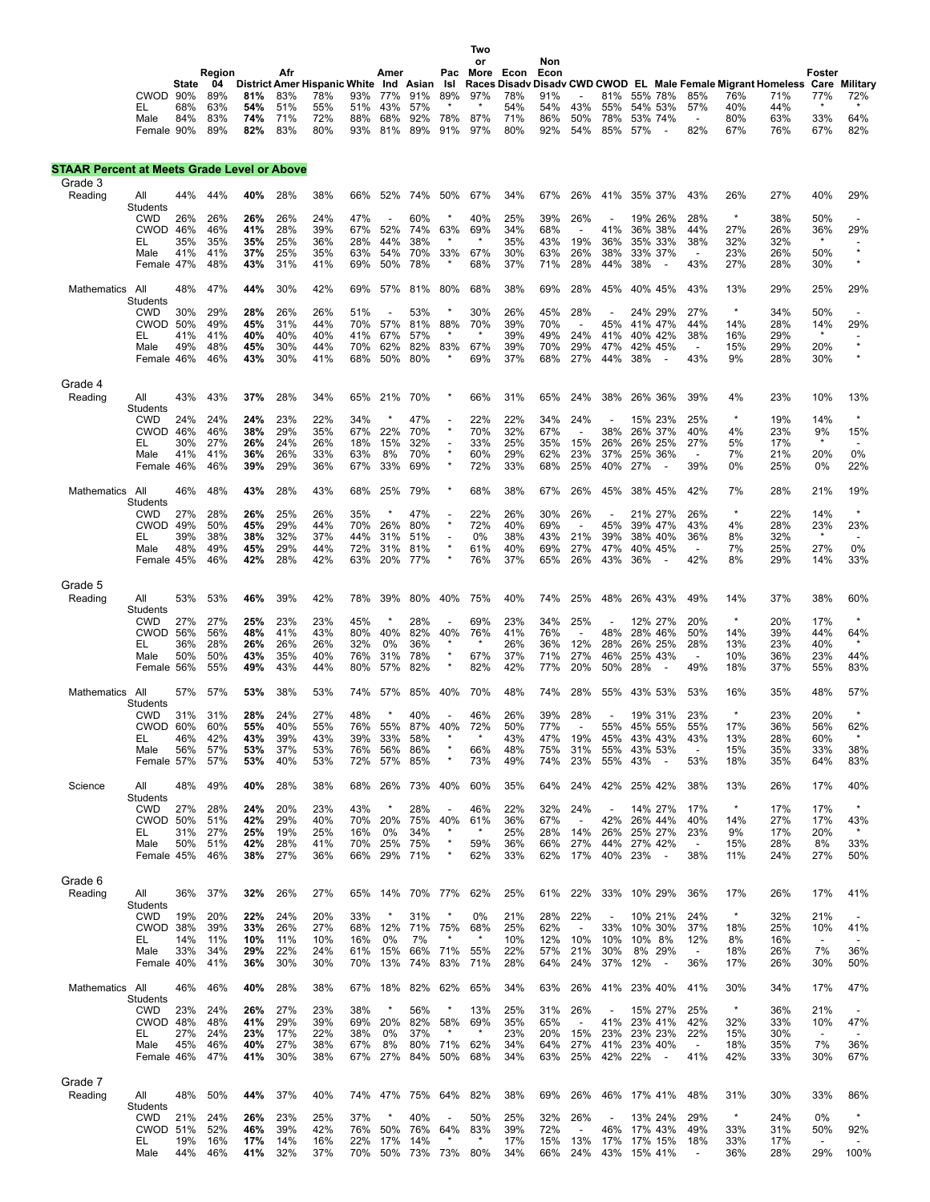| | | State | Region 04 | District | Afr Amer | Hispanic | White | Amer Ind | Asian | Pac Isl | Two or More Races | Econ Disadv | Non Econ Disadv | CWD | CWOD | EL | Male | Female | Migrant | Homeless | Foster Care | Military |
|---|---|---|---|---|---|---|---|---|---|---|---|---|---|---|---|---|---|---|---|---|---|---|
| | CWOD | 90% | 89% | **81%** | 83% | 78% | 93% | 77% | 91% | 89% | 97% | 78% | 91% | - | 81% | 55% | 78% | 85% | 76% | 71% | 77% | 72% |
| | EL | 68% | 63% | **54%** | 51% | 55% | 51% | 43% | 57% | * | * | 54% | 54% | 43% | 55% | 54% | 53% | 57% | 40% | 44% | * | * |
| | Male | 84% | 83% | **74%** | 71% | 72% | 88% | 68% | 92% | 78% | 87% | 71% | 86% | 50% | 78% | 53% | 74% | - | 80% | 63% | 33% | 64% |
| | Female | 90% | 89% | **82%** | 83% | 80% | 93% | 81% | 89% | 91% | 97% | 80% | 92% | 54% | 85% | 57% | - | 82% | 67% | 76% | 67% | 82% |

**STAAR Percent at Meets Grade Level or Above**

| | | State | Region 04 | District | Afr Amer | Hispanic | White | Amer Ind | Asian | Pac Isl | Two or More Races | Econ Disadv | Non Econ Disadv | CWD | CWOD | EL | Male | Female | Migrant | Homeless | Foster Care | Military |
|---|---|---|---|---|---|---|---|---|---|---|---|---|---|---|---|---|---|---|---|---|---|---|
| **Grade 3** | | | | | | | | | | | | | | | | | | | | | | |
| Reading | All Students | 44% | 44% | **40%** | 28% | 38% | 66% | 52% | 74% | 50% | 67% | 34% | 67% | 26% | 41% | 35% | 37% | 43% | 26% | 27% | 40% | 29% |
| | CWD | 26% | 26% | **26%** | 26% | 24% | 47% | - | 60% | * | 40% | 25% | 39% | 26% | - | 19% | 26% | 28% | * | 38% | 50% | - |
| | CWOD | 46% | 46% | **41%** | 28% | 39% | 67% | 52% | 74% | 63% | 69% | 34% | 68% | - | 41% | 36% | 38% | 44% | 27% | 26% | 36% | 29% |
| | EL | 35% | 35% | **35%** | 25% | 36% | 28% | 44% | 38% | * | * | 35% | 43% | 19% | 36% | 35% | 33% | 38% | 32% | 32% | * | - |
| | Male | 41% | 41% | **37%** | 25% | 35% | 63% | 54% | 70% | 33% | 67% | 30% | 63% | 26% | 38% | 33% | 37% | - | 23% | 26% | 50% | * |
| | Female | 47% | 48% | **43%** | 31% | 41% | 69% | 50% | 78% | * | 68% | 37% | 71% | 28% | 44% | 38% | - | 43% | 27% | 28% | 30% | * |
| Mathematics | All Students | 48% | 47% | **44%** | 30% | 42% | 69% | 57% | 81% | 80% | 68% | 38% | 69% | 28% | 45% | 40% | 45% | 43% | 13% | 29% | 25% | 29% |
| | CWD | 30% | 29% | **28%** | 26% | 26% | 51% | - | 53% | * | 30% | 26% | 45% | 28% | - | 24% | 29% | 27% | * | 34% | 50% | - |
| | CWOD | 50% | 49% | **45%** | 31% | 44% | 70% | 57% | 81% | 88% | 70% | 39% | 70% | - | 45% | 41% | 47% | 44% | 14% | 28% | 14% | 29% |
| | EL | 41% | 41% | **40%** | 40% | 40% | 41% | 67% | 57% | * | * | 39% | 49% | 24% | 41% | 40% | 42% | 38% | 16% | 29% | * | - |
| | Male | 49% | 48% | **45%** | 30% | 44% | 70% | 62% | 82% | 83% | 67% | 39% | 70% | 29% | 47% | 42% | 45% | - | 15% | 29% | 20% | * |
| | Female | 46% | 46% | **43%** | 30% | 41% | 68% | 50% | 80% | * | 69% | 37% | 68% | 27% | 44% | 38% | - | 43% | 9% | 28% | 30% | * |
| **Grade 4** | | | | | | | | | | | | | | | | | | | | | | |
| Reading | All Students | 43% | 43% | **37%** | 28% | 34% | 65% | 21% | 70% | * | 66% | 31% | 65% | 24% | 38% | 26% | 36% | 39% | 4% | 23% | 10% | 13% |
| | CWD | 24% | 24% | **24%** | 23% | 22% | 34% | * | 47% | - | 22% | 22% | 34% | 24% | - | 15% | 23% | 25% | * | 19% | 14% | * |
| | CWOD | 46% | 46% | **38%** | 29% | 35% | 67% | 22% | 70% | * | 70% | 32% | 67% | - | 38% | 26% | 37% | 40% | 4% | 23% | 9% | 15% |
| | EL | 30% | 27% | **26%** | 24% | 26% | 18% | 15% | 32% | - | 33% | 25% | 35% | 15% | 26% | 26% | 25% | 27% | 5% | 17% | * | - |
| | Male | 41% | 41% | **36%** | 26% | 33% | 63% | 8% | 70% | * | 60% | 29% | 62% | 23% | 37% | 25% | 36% | - | 7% | 21% | 20% | 0% |
| | Female | 46% | 46% | **39%** | 29% | 36% | 67% | 33% | 69% | * | 72% | 33% | 68% | 25% | 40% | 27% | - | 39% | 0% | 25% | 0% | 22% |
| Mathematics | All Students | 46% | 48% | **43%** | 28% | 43% | 68% | 25% | 79% | * | 68% | 38% | 67% | 26% | 45% | 38% | 45% | 42% | 7% | 28% | 21% | 19% |
| | CWD | 27% | 28% | **26%** | 25% | 26% | 35% | * | 47% | - | 22% | 26% | 30% | 26% | - | 21% | 27% | 26% | * | 22% | 14% | * |
| | CWOD | 49% | 50% | **45%** | 29% | 44% | 70% | 26% | 80% | * | 72% | 40% | 69% | - | 45% | 39% | 47% | 43% | 4% | 28% | 23% | 23% |
| | EL | 39% | 38% | **38%** | 32% | 37% | 44% | 31% | 51% | - | 0% | 38% | 43% | 21% | 39% | 38% | 40% | 36% | 8% | 32% | * | - |
| | Male | 48% | 49% | **45%** | 29% | 44% | 72% | 31% | 81% | * | 61% | 40% | 69% | 27% | 47% | 40% | 45% | - | 7% | 25% | 27% | 0% |
| | Female | 45% | 46% | **42%** | 28% | 42% | 63% | 20% | 77% | * | 76% | 37% | 65% | 26% | 43% | 36% | - | 42% | 8% | 29% | 14% | 33% |
| **Grade 5** | | | | | | | | | | | | | | | | | | | | | | |
| Reading | All Students | 53% | 53% | **46%** | 39% | 42% | 78% | 39% | 80% | 40% | 75% | 40% | 74% | 25% | 48% | 26% | 43% | 49% | 14% | 37% | 38% | 60% |
| | CWD | 27% | 27% | **25%** | 23% | 23% | 45% | * | 28% | - | 69% | 23% | 34% | 25% | - | 12% | 27% | 20% | * | 20% | 17% | * |
| | CWOD | 56% | 56% | **48%** | 41% | 43% | 80% | 40% | 82% | 40% | 76% | 41% | 76% | - | 48% | 28% | 46% | 50% | 14% | 39% | 44% | 64% |
| | EL | 36% | 28% | **26%** | 26% | 26% | 32% | 0% | 36% | * | * | 26% | 36% | 12% | 28% | 26% | 25% | 28% | 13% | 23% | 40% | * |
| | Male | 50% | 50% | **43%** | 35% | 40% | 76% | 31% | 78% | * | 67% | 37% | 71% | 27% | 46% | 25% | 43% | - | 10% | 36% | 23% | 44% |
| | Female | 56% | 55% | **49%** | 43% | 44% | 80% | 57% | 82% | * | 82% | 42% | 77% | 20% | 50% | 28% | - | 49% | 18% | 37% | 55% | 83% |
| Mathematics | All Students | 57% | 57% | **53%** | 38% | 53% | 74% | 57% | 85% | 40% | 70% | 48% | 74% | 28% | 55% | 43% | 53% | 53% | 16% | 35% | 48% | 57% |
| | CWD | 31% | 31% | **28%** | 24% | 27% | 48% | * | 40% | - | 46% | 26% | 39% | 28% | - | 19% | 31% | 23% | * | 23% | 20% | * |
| | CWOD | 60% | 60% | **55%** | 40% | 55% | 76% | 55% | 87% | 40% | 72% | 50% | 77% | - | 55% | 45% | 55% | 55% | 17% | 36% | 56% | 62% |
| | EL | 46% | 42% | **43%** | 39% | 43% | 39% | 33% | 58% | * | * | 43% | 47% | 19% | 45% | 43% | 43% | 43% | 13% | 28% | 60% | * |
| | Male | 56% | 57% | **53%** | 37% | 53% | 76% | 56% | 86% | * | 66% | 48% | 75% | 31% | 55% | 43% | 53% | - | 15% | 35% | 33% | 38% |
| | Female | 57% | 57% | **53%** | 40% | 53% | 72% | 57% | 85% | * | 73% | 49% | 74% | 23% | 55% | 43% | - | 53% | 18% | 35% | 64% | 83% |
| Science | All Students | 48% | 49% | **40%** | 28% | 38% | 68% | 26% | 73% | 40% | 60% | 35% | 64% | 24% | 42% | 25% | 42% | 38% | 13% | 26% | 17% | 40% |
| | CWD | 27% | 28% | **24%** | 20% | 23% | 43% | * | 28% | - | 46% | 22% | 32% | 24% | - | 14% | 27% | 17% | * | 17% | 17% | * |
| | CWOD | 50% | 51% | **42%** | 29% | 40% | 70% | 20% | 75% | 40% | 61% | 36% | 67% | - | 42% | 26% | 44% | 40% | 14% | 27% | 17% | 43% |
| | EL | 31% | 27% | **25%** | 19% | 25% | 16% | 0% | 34% | * | * | 25% | 28% | 14% | 26% | 25% | 27% | 23% | 9% | 17% | 20% | * |
| | Male | 50% | 51% | **42%** | 28% | 41% | 70% | 25% | 75% | * | 59% | 36% | 66% | 27% | 44% | 27% | 42% | - | 15% | 28% | 8% | 33% |
| | Female | 45% | 46% | **38%** | 27% | 36% | 66% | 29% | 71% | * | 62% | 33% | 62% | 17% | 40% | 23% | - | 38% | 11% | 24% | 27% | 50% |
| **Grade 6** | | | | | | | | | | | | | | | | | | | | | | |
| Reading | All Students | 36% | 37% | **32%** | 26% | 27% | 65% | 14% | 70% | 77% | 62% | 25% | 61% | 22% | 33% | 10% | 29% | 36% | 17% | 26% | 17% | 41% |
| | CWD | 19% | 20% | **22%** | 24% | 20% | 33% | * | 31% | * | 0% | 21% | 28% | 22% | - | 10% | 21% | 24% | * | 32% | 21% | - |
| | CWOD | 38% | 39% | **33%** | 26% | 27% | 68% | 12% | 71% | 75% | 68% | 25% | 62% | - | 33% | 10% | 30% | 37% | 18% | 25% | 10% | 41% |
| | EL | 14% | 11% | **10%** | 11% | 10% | 16% | 0% | 7% | * | * | 10% | 12% | 10% | 10% | 10% | 8% | 12% | 8% | 16% | - | - |
| | Male | 33% | 34% | **29%** | 22% | 24% | 61% | 15% | 66% | 71% | 55% | 22% | 57% | 21% | 30% | 8% | 29% | - | 18% | 26% | 7% | 36% |
| | Female | 40% | 41% | **36%** | 30% | 30% | 70% | 13% | 74% | 83% | 71% | 28% | 64% | 24% | 37% | 12% | - | 36% | 17% | 26% | 30% | 50% |
| Mathematics | All Students | 46% | 46% | **40%** | 28% | 38% | 67% | 18% | 82% | 62% | 65% | 34% | 63% | 26% | 41% | 23% | 40% | 41% | 30% | 34% | 17% | 47% |
| | CWD | 23% | 24% | **26%** | 27% | 23% | 38% | * | 56% | * | 13% | 25% | 31% | 26% | - | 15% | 27% | 25% | * | 36% | 21% | - |
| | CWOD | 48% | 48% | **41%** | 29% | 39% | 69% | 20% | 82% | 58% | 69% | 35% | 65% | - | 41% | 23% | 41% | 42% | 32% | 33% | 10% | 47% |
| | EL | 27% | 24% | **23%** | 17% | 22% | 38% | 0% | 37% | * | * | 23% | 20% | 15% | 23% | 23% | 23% | 22% | 15% | 30% | - | - |
| | Male | 45% | 46% | **40%** | 27% | 38% | 67% | 8% | 80% | 71% | 62% | 34% | 64% | 27% | 41% | 23% | 40% | - | 18% | 35% | 7% | 36% |
| | Female | 46% | 47% | **41%** | 30% | 38% | 67% | 27% | 84% | 50% | 68% | 34% | 63% | 25% | 42% | 22% | - | 41% | 42% | 33% | 30% | 67% |
| **Grade 7** | | | | | | | | | | | | | | | | | | | | | | |
| Reading | All Students | 48% | 50% | **44%** | 37% | 40% | 74% | 47% | 75% | 64% | 82% | 38% | 69% | 26% | 46% | 17% | 41% | 48% | 31% | 30% | 33% | 86% |
| | CWD | 21% | 24% | **26%** | 23% | 25% | 37% | * | 40% | - | 50% | 25% | 32% | 26% | - | 13% | 24% | 29% | * | 24% | 0% | * |
| | CWOD | 51% | 52% | **46%** | 39% | 42% | 76% | 50% | 76% | 64% | 83% | 39% | 72% | - | 46% | 17% | 43% | 49% | 33% | 31% | 50% | 92% |
| | EL | 19% | 16% | **17%** | 14% | 16% | 22% | 17% | 14% | * | * | 17% | 15% | 13% | 17% | 17% | 15% | 18% | 33% | 17% | - | - |
| | Male | 44% | 46% | **41%** | 32% | 37% | 70% | 50% | 73% | 73% | 80% | 34% | 66% | 24% | 43% | 15% | 41% | - | 36% | 28% | 29% | 100% |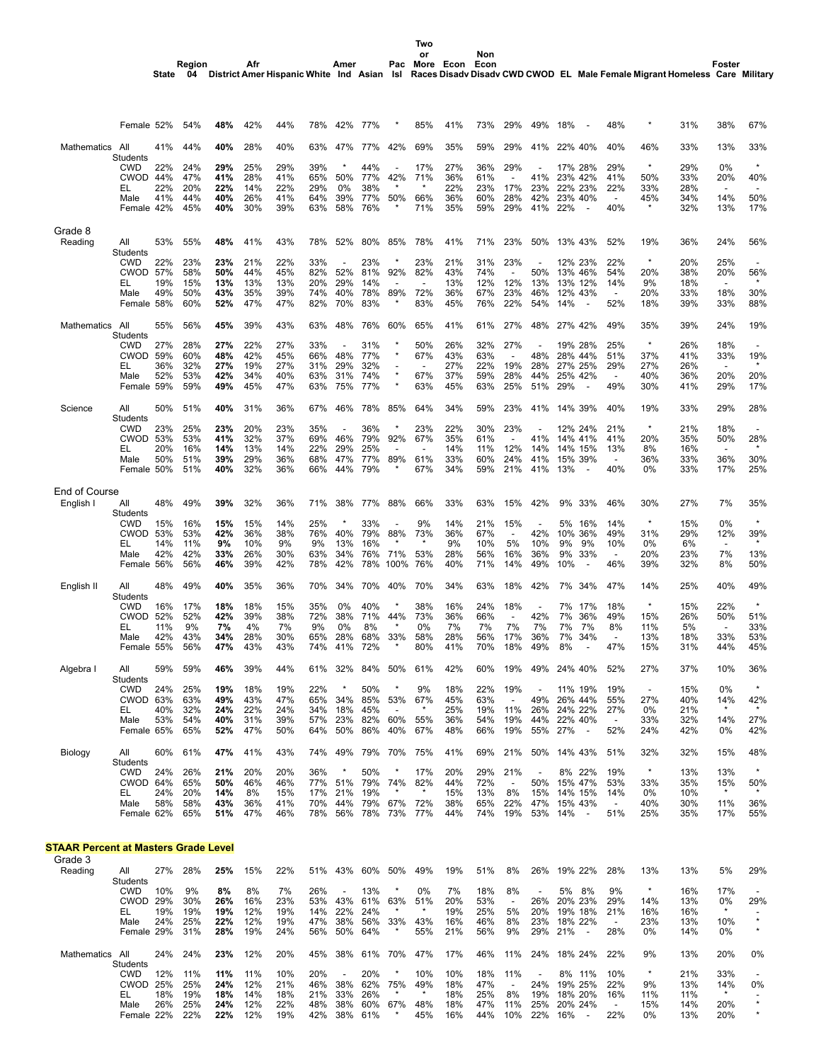| | | State | Region 04 | District | Afr Amer | Hispanic | White | Amer Ind | Asian | Pac Isl | Two or More Races | Econ Disadv | Non Econ Disadv | CWD | CWOD | EL | Male | Female | Migrant | Homeless | Foster Care | Military |
|---|---|---|---|---|---|---|---|---|---|---|---|---|---|---|---|---|---|---|---|---|---|---|
| | Female | 52% | 54% | **48%** | 42% | 44% | 78% | 42% | 77% | * | 85% | 41% | 73% | 29% | 49% | 18% | - | 48% | * | 31% | 38% | 67% |
| Mathematics | All Students | 41% | 44% | **40%** | 28% | 40% | 63% | 47% | 77% | 42% | 69% | 35% | 59% | 29% | 41% | 22% | 40% | 40% | 46% | 33% | 13% | 33% |
| | CWD | 22% | 24% | **29%** | 25% | 29% | 39% | * | 44% | - | 17% | 27% | 36% | 29% | - | 17% | 28% | 29% | * | 29% | 0% | * |
| | CWOD | 44% | 47% | **41%** | 28% | 41% | 65% | 50% | 77% | 42% | 71% | 36% | 61% | - | 41% | 23% | 42% | 41% | 50% | 33% | 20% | 40% |
| | EL | 22% | 20% | **22%** | 14% | 22% | 29% | 0% | 38% | * | * | 22% | 23% | 17% | 23% | 22% | 23% | 22% | 33% | 28% | - | - |
| | Male | 41% | 44% | **40%** | 26% | 41% | 64% | 39% | 77% | 50% | 66% | 36% | 60% | 28% | 42% | 23% | 40% | - | 45% | 34% | 14% | 50% |
| | Female | 42% | 45% | **40%** | 30% | 39% | 63% | 58% | 76% | * | 71% | 35% | 59% | 29% | 41% | 22% | - | 40% | * | 32% | 13% | 17% |
| **Grade 8** | | | | | | | | | | | | | | | | | | | | | | |
| Reading | All Students | 53% | 55% | **48%** | 41% | 43% | 78% | 52% | 80% | 85% | 78% | 41% | 71% | 23% | 50% | 13% | 43% | 52% | 19% | 36% | 24% | 56% |
| | CWD | 22% | 23% | **23%** | 21% | 22% | 33% | - | 23% | * | 23% | 21% | 31% | 23% | - | 12% | 23% | 22% | * | 20% | 25% | - |
| | CWOD | 57% | 58% | **50%** | 44% | 45% | 82% | 52% | 81% | 92% | 82% | 43% | 74% | - | 50% | 13% | 46% | 54% | 20% | 38% | 20% | 56% |
| | EL | 19% | 15% | **13%** | 13% | 13% | 20% | 29% | 14% | - | - | 13% | 12% | 12% | 13% | 13% | 12% | 14% | 9% | 18% | - | * |
| | Male | 49% | 50% | **43%** | 35% | 39% | 74% | 40% | 78% | 89% | 72% | 36% | 67% | 23% | 46% | 12% | 43% | - | 20% | 33% | 18% | 30% |
| | Female | 58% | 60% | **52%** | 47% | 47% | 82% | 70% | 83% | * | 83% | 45% | 76% | 22% | 54% | 14% | - | 52% | 18% | 39% | 33% | 88% |
| Mathematics | All Students | 55% | 56% | **45%** | 39% | 43% | 63% | 48% | 76% | 60% | 65% | 41% | 61% | 27% | 48% | 27% | 42% | 49% | 35% | 39% | 24% | 19% |
| | CWD | 27% | 28% | **27%** | 22% | 27% | 33% | - | 31% | * | 50% | 26% | 32% | 27% | - | 19% | 28% | 25% | * | 26% | 18% | - |
| | CWOD | 59% | 60% | **48%** | 42% | 45% | 66% | 48% | 77% | * | 67% | 43% | 63% | - | 48% | 28% | 44% | 51% | 37% | 41% | 33% | 19% |
| | EL | 36% | 32% | **27%** | 19% | 27% | 31% | 29% | 32% | - | - | 27% | 22% | 19% | 28% | 27% | 25% | 29% | 27% | 26% | - | * |
| | Male | 52% | 53% | **42%** | 34% | 40% | 63% | 31% | 74% | * | 67% | 37% | 59% | 28% | 44% | 25% | 42% | - | 40% | 36% | 20% | 20% |
| | Female | 59% | 59% | **49%** | 45% | 47% | 63% | 75% | 77% | * | 63% | 45% | 63% | 25% | 51% | 29% | - | 49% | 30% | 41% | 29% | 17% |
| Science | All Students | 50% | 51% | **40%** | 31% | 36% | 67% | 46% | 78% | 85% | 64% | 34% | 59% | 23% | 41% | 14% | 39% | 40% | 19% | 33% | 29% | 28% |
| | CWD | 23% | 25% | **23%** | 20% | 23% | 35% | - | 36% | * | 23% | 22% | 30% | 23% | - | 12% | 24% | 21% | * | 21% | 18% | - |
| | CWOD | 53% | 53% | **41%** | 32% | 37% | 69% | 46% | 79% | 92% | 67% | 35% | 61% | - | 41% | 14% | 41% | 41% | 20% | 35% | 50% | 28% |
| | EL | 20% | 16% | **14%** | 13% | 14% | 22% | 29% | 25% | - | - | 14% | 11% | 12% | 14% | 14% | 15% | 13% | 8% | 16% | - | * |
| | Male | 50% | 51% | **39%** | 29% | 36% | 68% | 47% | 77% | 89% | 61% | 33% | 60% | 24% | 41% | 15% | 39% | - | 36% | 33% | 36% | 30% |
| | Female | 50% | 51% | **40%** | 32% | 36% | 66% | 44% | 79% | * | 67% | 34% | 59% | 21% | 41% | 13% | - | 40% | 0% | 33% | 17% | 25% |
| **End of Course** | | | | | | | | | | | | | | | | | | | | | | |
| English I | All Students | 48% | 49% | **39%** | 32% | 36% | 71% | 38% | 77% | 88% | 66% | 33% | 63% | 15% | 42% | 9% | 33% | 46% | 30% | 27% | 7% | 35% |
| | CWD | 15% | 16% | **15%** | 15% | 14% | 25% | * | 33% | - | 9% | 14% | 21% | 15% | - | 5% | 16% | 14% | * | 15% | 0% | * |
| | CWOD | 53% | 53% | **42%** | 36% | 38% | 76% | 40% | 79% | 88% | 73% | 36% | 67% | - | 42% | 10% | 36% | 49% | 31% | 29% | 12% | 39% |
| | EL | 14% | 11% | **9%** | 10% | 9% | 9% | 13% | 16% | * | * | 9% | 10% | 5% | 10% | 9% | 9% | 10% | 0% | 6% | - | * |
| | Male | 42% | 42% | **33%** | 26% | 30% | 63% | 34% | 76% | 71% | 53% | 28% | 56% | 16% | 36% | 9% | 33% | - | 20% | 23% | 7% | 13% |
| | Female | 56% | 56% | **46%** | 39% | 42% | 78% | 42% | 78% | 100% | 76% | 40% | 71% | 14% | 49% | 10% | - | 46% | 39% | 32% | 8% | 50% |
| English II | All Students | 48% | 49% | **40%** | 35% | 36% | 70% | 34% | 70% | 40% | 70% | 34% | 63% | 18% | 42% | 7% | 34% | 47% | 14% | 25% | 40% | 49% |
| | CWD | 16% | 17% | **18%** | 18% | 15% | 35% | 0% | 40% | * | 38% | 16% | 24% | 18% | - | 7% | 17% | 18% | * | 15% | 22% | * |
| | CWOD | 52% | 52% | **42%** | 39% | 38% | 72% | 38% | 71% | 44% | 73% | 36% | 66% | - | 42% | 7% | 36% | 49% | 15% | 26% | 50% | 51% |
| | EL | 11% | 9% | **7%** | 4% | 7% | 9% | 0% | 8% | * | 0% | 7% | 7% | 7% | 7% | 7% | 7% | 8% | 11% | 5% | - | 33% |
| | Male | 42% | 43% | **34%** | 28% | 30% | 65% | 28% | 68% | 33% | 58% | 28% | 56% | 17% | 36% | 7% | 34% | - | 13% | 18% | 33% | 53% |
| | Female | 55% | 56% | **47%** | 43% | 43% | 74% | 41% | 72% | * | 80% | 41% | 70% | 18% | 49% | 8% | - | 47% | 15% | 31% | 44% | 45% |
| Algebra I | All Students | 59% | 59% | **46%** | 39% | 44% | 61% | 32% | 84% | 50% | 61% | 42% | 60% | 19% | 49% | 24% | 40% | 52% | 27% | 37% | 10% | 36% |
| | CWD | 24% | 25% | **19%** | 18% | 19% | 22% | * | 50% | * | 9% | 18% | 22% | 19% | - | 11% | 19% | 19% | - | 15% | 0% | * |
| | CWOD | 63% | 63% | **49%** | 43% | 47% | 65% | 34% | 85% | 53% | 67% | 45% | 63% | - | 49% | 26% | 44% | 55% | 27% | 40% | 14% | 42% |
| | EL | 40% | 32% | **24%** | 22% | 24% | 34% | 18% | 45% | - | * | 25% | 19% | 11% | 26% | 24% | 22% | 27% | 0% | 21% | * | * |
| | Male | 53% | 54% | **40%** | 31% | 39% | 57% | 23% | 82% | 60% | 55% | 36% | 54% | 19% | 44% | 22% | 40% | - | 33% | 32% | 14% | 27% |
| | Female | 65% | 65% | **52%** | 47% | 50% | 64% | 50% | 86% | 40% | 67% | 48% | 66% | 19% | 55% | 27% | - | 52% | 24% | 42% | 0% | 42% |
| Biology | All Students | 60% | 61% | **47%** | 41% | 43% | 74% | 49% | 79% | 70% | 75% | 41% | 69% | 21% | 50% | 14% | 43% | 51% | 32% | 32% | 15% | 48% |
| | CWD | 24% | 26% | **21%** | 20% | 20% | 36% | * | 50% | * | 17% | 20% | 29% | 21% | - | 8% | 22% | 19% | * | 13% | 13% | * |
| | CWOD | 64% | 65% | **50%** | 46% | 46% | 77% | 51% | 79% | 74% | 82% | 44% | 72% | - | 50% | 15% | 47% | 53% | 33% | 35% | 15% | 50% |
| | EL | 24% | 20% | **14%** | 8% | 15% | 17% | 21% | 19% | * | * | 15% | 13% | 8% | 15% | 14% | 15% | 14% | 0% | 10% | - | * |
| | Male | 58% | 58% | **43%** | 36% | 41% | 70% | 44% | 79% | 67% | 72% | 38% | 65% | 22% | 47% | 15% | 43% | - | 40% | 30% | 11% | 36% |
| | Female | 62% | 65% | **51%** | 47% | 46% | 78% | 56% | 78% | 73% | 77% | 44% | 74% | 19% | 53% | 14% | - | 51% | 25% | 35% | 17% | 55% |

## STAAR Percent at Masters Grade Level

| | | State | Region 04 | District | Afr Amer | Hispanic | White | Amer Ind | Asian | Pac Isl | Two or More Races | Econ Disadv | Non Econ Disadv | CWD | CWOD | EL | Male | Female | Migrant | Homeless | Foster Care | Military |
|---|---|---|---|---|---|---|---|---|---|---|---|---|---|---|---|---|---|---|---|---|---|---|
| **Grade 3** | | | | | | | | | | | | | | | | | | | | | | |
| Reading | All Students | 27% | 28% | **25%** | 15% | 22% | 51% | 43% | 60% | 50% | 49% | 19% | 51% | 8% | 26% | 19% | 22% | 28% | 13% | 13% | 5% | 29% |
| | CWD | 10% | 9% | **8%** | 8% | 7% | 26% | - | 13% | * | 0% | 7% | 18% | 8% | - | 5% | 8% | 9% | * | 16% | 17% | - |
| | CWOD | 29% | 30% | **26%** | 16% | 23% | 53% | 43% | 61% | 63% | 51% | 20% | 53% | - | 26% | 20% | 23% | 29% | 14% | 13% | 0% | 29% |
| | EL | 19% | 19% | **19%** | 12% | 19% | 14% | 22% | 24% | * | * | 19% | 25% | 5% | 20% | 19% | 18% | 21% | 16% | 16% | * | - |
| | Male | 24% | 25% | **22%** | 12% | 19% | 47% | 38% | 56% | 33% | 43% | 16% | 46% | 8% | 23% | 18% | 22% | - | 23% | 13% | 10% | * |
| | Female | 29% | 31% | **28%** | 19% | 24% | 56% | 50% | 64% | * | 55% | 21% | 56% | 9% | 29% | 21% | - | 28% | 0% | 14% | 0% | * |
| Mathematics | All Students | 24% | 24% | **23%** | 12% | 20% | 45% | 38% | 61% | 70% | 47% | 17% | 46% | 11% | 24% | 18% | 24% | 22% | 9% | 13% | 20% | 0% |
| | CWD | 12% | 11% | **11%** | 11% | 10% | 20% | - | 20% | * | 10% | 10% | 18% | 11% | - | 8% | 11% | 10% | * | 21% | 33% | - |
| | CWOD | 25% | 25% | **24%** | 12% | 21% | 46% | 38% | 62% | 75% | 49% | 18% | 47% | - | 24% | 19% | 25% | 22% | 9% | 13% | 14% | 0% |
| | EL | 18% | 19% | **18%** | 14% | 18% | 21% | 33% | 26% | * | * | 18% | 25% | 8% | 19% | 18% | 20% | 16% | 11% | 11% | * | - |
| | Male | 26% | 25% | **24%** | 12% | 22% | 48% | 38% | 60% | 67% | 48% | 18% | 47% | 11% | 25% | 20% | 24% | - | 15% | 14% | 20% | * |
| | Female | 22% | 22% | **22%** | 12% | 19% | 42% | 38% | 61% | * | 45% | 16% | 44% | 10% | 22% | 16% | - | 22% | 0% | 13% | 20% | * |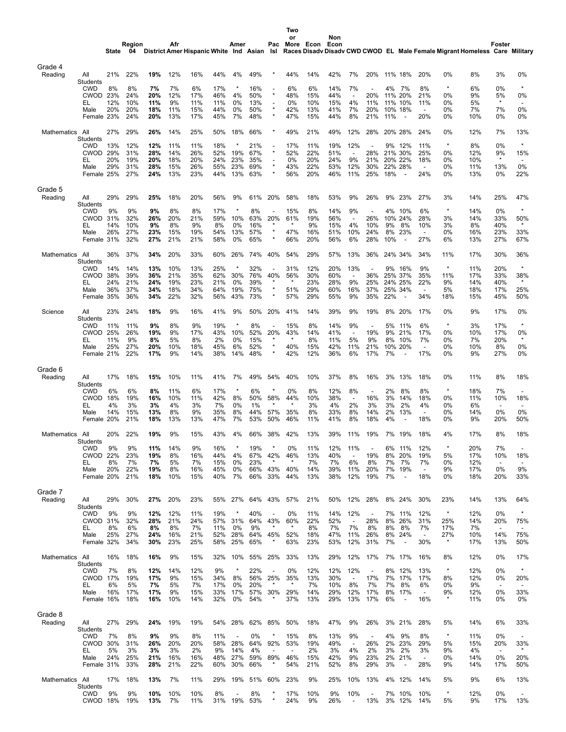| | | State | Region 04 | District | Afr Amer | Hispanic | White | Amer Ind | Asian | Pac Isl | Two or More Races | Econ Disadv | Non Econ Disadv | CWD | CWOD | EL | Male | Female | Migrant | Homeless | Foster Care | Military |
|---|---|---|---|---|---|---|---|---|---|---|---|---|---|---|---|---|---|---|---|---|---|---|
| **Grade 4** | | | | | | | | | | | | | | | | | | | | | | |
| Reading | All Students | 21% | 22% | **19%** | 12% | 16% | 44% | 4% | 49% | * | 44% | 14% | 42% | 7% | 20% | 11% | 18% | 20% | 0% | 8% | 3% | 0% |
| | CWD | 8% | 8% | **7%** | 7% | 6% | 17% | * | 16% | - | 6% | 6% | 14% | 7% | - | 4% | 7% | 8% | * | 6% | 0% | * |
| | CWOD | 23% | 24% | **20%** | 12% | 17% | 46% | 4% | 50% | * | 48% | 15% | 44% | - | 20% | 11% | 20% | 21% | 0% | 9% | 5% | 0% |
| | EL | 12% | 10% | **11%** | 9% | 11% | 11% | 0% | 13% | - | 0% | 10% | 15% | 4% | 11% | 11% | 10% | 11% | 0% | 5% | * | - |
| | Male | 20% | 20% | **18%** | 11% | 15% | 44% | 0% | 50% | * | 42% | 13% | 41% | 7% | 20% | 10% | 18% | - | 0% | 7% | 7% | 0% |
| | Female | 23% | 24% | **20%** | 13% | 17% | 45% | 7% | 48% | * | 47% | 15% | 44% | 8% | 21% | 11% | - | 20% | 0% | 10% | 0% | 0% |
| Mathematics | All Students | 27% | 29% | **26%** | 14% | 25% | 50% | 18% | 66% | * | 49% | 21% | 49% | 12% | 28% | 20% | 28% | 24% | 0% | 12% | 7% | 13% |
| | CWD | 13% | 12% | **12%** | 11% | 11% | 18% | * | 21% | - | 17% | 11% | 19% | 12% | - | 9% | 12% | 11% | * | 8% | 0% | * |
| | CWOD | 29% | 31% | **28%** | 14% | 26% | 52% | 19% | 67% | * | 52% | 22% | 51% | - | 28% | 21% | 30% | 25% | 0% | 12% | 9% | 15% |
| | EL | 20% | 19% | **20%** | 18% | 20% | 24% | 23% | 35% | - | 0% | 20% | 24% | 9% | 21% | 20% | 22% | 18% | 0% | 10% | * | - |
| | Male | 29% | 31% | **28%** | 15% | 26% | 55% | 23% | 69% | * | 43% | 22% | 53% | 12% | 30% | 22% | 28% | - | 0% | 11% | 13% | 0% |
| | Female | 25% | 27% | **24%** | 13% | 23% | 44% | 13% | 63% | * | 56% | 20% | 46% | 11% | 25% | 18% | - | 24% | 0% | 13% | 0% | 22% |
| **Grade 5** | | | | | | | | | | | | | | | | | | | | | | |
| Reading | All Students | 29% | 29% | **25%** | 18% | 20% | 56% | 9% | 61% | 20% | 58% | 18% | 53% | 9% | 26% | 9% | 23% | 27% | 3% | 14% | 25% | 47% |
| | CWD | 9% | 9% | **9%** | 8% | 8% | 17% | * | 8% | - | 15% | 8% | 14% | 9% | - | 4% | 10% | 6% | * | 14% | 0% | * |
| | CWOD | 31% | 32% | **26%** | 20% | 21% | 59% | 10% | 63% | 20% | 61% | 19% | 56% | - | 26% | 10% | 24% | 28% | 3% | 14% | 33% | 50% |
| | EL | 14% | 10% | **9%** | 8% | 9% | 8% | 0% | 16% | * | * | 9% | 15% | 4% | 10% | 9% | 8% | 10% | 3% | 8% | 40% | * |
| | Male | 26% | 27% | **23%** | 15% | 19% | 54% | 13% | 57% | * | 47% | 16% | 51% | 10% | 24% | 8% | 23% | - | 0% | 16% | 23% | 33% |
| | Female | 31% | 32% | **27%** | 21% | 21% | 58% | 0% | 65% | * | 66% | 20% | 56% | 6% | 28% | 10% | - | 27% | 6% | 13% | 27% | 67% |
| Mathematics | All Students | 36% | 37% | **34%** | 20% | 33% | 60% | 26% | 74% | 40% | 54% | 29% | 57% | 13% | 36% | 24% | 34% | 34% | 11% | 17% | 30% | 36% |
| | CWD | 14% | 14% | **13%** | 10% | 13% | 25% | * | 32% | - | 31% | 12% | 20% | 13% | - | 9% | 16% | 9% | * | 11% | 20% | * |
| | CWOD | 38% | 39% | **36%** | 21% | 35% | 62% | 30% | 76% | 40% | 56% | 30% | 60% | - | 36% | 25% | 37% | 35% | 11% | 17% | 33% | 38% |
| | EL | 24% | 21% | **24%** | 19% | 23% | 21% | 0% | 39% | * | * | 23% | 28% | 9% | 25% | 24% | 25% | 22% | 9% | 14% | 40% | * |
| | Male | 36% | 37% | **34%** | 18% | 34% | 64% | 19% | 75% | * | 51% | 29% | 60% | 16% | 37% | 25% | 34% | - | 5% | 18% | 17% | 25% |
| | Female | 35% | 36% | **34%** | 22% | 32% | 56% | 43% | 73% | * | 57% | 29% | 55% | 9% | 35% | 22% | - | 34% | 18% | 15% | 45% | 50% |
| Science | All Students | 23% | 24% | **18%** | 9% | 16% | 41% | 9% | 50% | 20% | 41% | 14% | 39% | 9% | 19% | 8% | 20% | 17% | 0% | 9% | 17% | 0% |
| | CWD | 11% | 11% | **9%** | 8% | 9% | 19% | * | 8% | - | 15% | 8% | 14% | 9% | - | 5% | 11% | 6% | * | 3% | 17% | * |
| | CWOD | 25% | 26% | **19%** | 9% | 17% | 43% | 10% | 52% | 20% | 43% | 14% | 41% | - | 19% | 9% | 21% | 17% | 0% | 10% | 17% | 0% |
| | EL | 11% | 9% | **8%** | 5% | 8% | 2% | 0% | 15% | * | * | 8% | 11% | 5% | 9% | 8% | 10% | 7% | 0% | 7% | 20% | * |
| | Male | 25% | 27% | **20%** | 10% | 18% | 45% | 6% | 52% | * | 40% | 15% | 42% | 11% | 21% | 10% | 20% | - | 0% | 10% | 8% | 0% |
| | Female | 21% | 22% | **17%** | 9% | 14% | 38% | 14% | 48% | * | 42% | 12% | 36% | 6% | 17% | 7% | - | 17% | 0% | 9% | 27% | 0% |
| **Grade 6** | | | | | | | | | | | | | | | | | | | | | | |
| Reading | All Students | 17% | 18% | **15%** | 10% | 11% | 41% | 7% | 49% | 54% | 40% | 10% | 37% | 8% | 16% | 3% | 13% | 18% | 0% | 11% | 8% | 18% |
| | CWD | 6% | 6% | **8%** | 11% | 6% | 17% | * | 6% | * | 0% | 8% | 12% | 8% | - | 2% | 8% | 8% | * | 18% | 7% | - |
| | CWOD | 18% | 19% | **16%** | 10% | 11% | 42% | 8% | 50% | 58% | 44% | 10% | 38% | - | 16% | 3% | 14% | 18% | 0% | 11% | 10% | 18% |
| | EL | 4% | 3% | **3%** | 4% | 3% | 7% | 0% | 1% | * | * | 3% | 4% | 2% | 3% | 3% | 2% | 4% | 0% | 6% | - | - |
| | Male | 14% | 15% | **13%** | 8% | 9% | 35% | 8% | 44% | 57% | 35% | 8% | 33% | 8% | 14% | 2% | 13% | - | 0% | 14% | 0% | 0% |
| | Female | 20% | 21% | **18%** | 13% | 13% | 47% | 7% | 53% | 50% | 46% | 11% | 41% | 8% | 18% | 4% | - | 18% | 0% | 9% | 20% | 50% |
| Mathematics | All Students | 20% | 22% | **19%** | 9% | 15% | 43% | 4% | 66% | 38% | 42% | 13% | 39% | 11% | 19% | 7% | 19% | 18% | 4% | 17% | 8% | 18% |
| | CWD | 9% | 9% | **11%** | 14% | 9% | 16% | * | 19% | * | 0% | 11% | 12% | 11% | - | 6% | 11% | 12% | * | 20% | 7% | - |
| | CWOD | 22% | 23% | **19%** | 8% | 16% | 44% | 4% | 67% | 42% | 46% | 13% | 40% | - | 19% | 8% | 20% | 19% | 5% | 17% | 10% | 18% |
| | EL | 8% | 7% | **7%** | 5% | 7% | 15% | 0% | 23% | * | * | 7% | 7% | 6% | 8% | 7% | 7% | 7% | 0% | 12% | - | - |
| | Male | 20% | 22% | **19%** | 8% | 16% | 45% | 0% | 66% | 43% | 40% | 14% | 39% | 11% | 20% | 7% | 19% | - | 9% | 17% | 0% | 9% |
| | Female | 20% | 21% | **18%** | 10% | 15% | 40% | 7% | 66% | 33% | 44% | 13% | 38% | 12% | 19% | 7% | - | 18% | 0% | 18% | 20% | 33% |
| **Grade 7** | | | | | | | | | | | | | | | | | | | | | | |
| Reading | All Students | 29% | 30% | **27%** | 20% | 23% | 55% | 27% | 64% | 43% | 57% | 21% | 50% | 12% | 28% | 8% | 24% | 30% | 23% | 14% | 13% | 64% |
| | CWD | 9% | 9% | **12%** | 12% | 11% | 19% | * | 40% | - | 0% | 11% | 14% | 12% | - | 7% | 11% | 12% | * | 12% | 0% | * |
| | CWOD | 31% | 32% | **28%** | 21% | 24% | 57% | 31% | 64% | 43% | 60% | 22% | 52% | - | 28% | 8% | 26% | 31% | 25% | 14% | 20% | 75% |
| | EL | 8% | 6% | **8%** | 8% | 7% | 11% | 0% | 9% | * | * | 8% | 7% | 7% | 8% | 8% | 8% | 7% | 17% | 7% | - | - |
| | Male | 25% | 27% | **24%** | 16% | 21% | 52% | 28% | 64% | 45% | 52% | 18% | 47% | 11% | 26% | 8% | 24% | - | 27% | 10% | 14% | 75% |
| | Female | 32% | 34% | **30%** | 23% | 25% | 58% | 25% | 65% | * | 63% | 23% | 53% | 12% | 31% | 7% | - | 30% | * | 17% | 13% | 50% |
| Mathematics | All Students | 16% | 18% | **16%** | 9% | 15% | 32% | 10% | 55% | 25% | 33% | 13% | 29% | 12% | 17% | 7% | 17% | 16% | 8% | 12% | 0% | 17% |
| | CWD | 7% | 8% | **12%** | 14% | 12% | 9% | * | 22% | - | 0% | 12% | 12% | 12% | - | 8% | 12% | 13% | * | 12% | 0% | * |
| | CWOD | 17% | 19% | **17%** | 9% | 15% | 34% | 8% | 56% | 25% | 35% | 13% | 30% | - | 17% | 7% | 17% | 17% | 8% | 12% | 0% | 20% |
| | EL | 6% | 5% | **7%** | 5% | 7% | 17% | 0% | 20% | * | * | 7% | 10% | 8% | 7% | 7% | 8% | 6% | 0% | 9% | - | - |
| | Male | 16% | 17% | **17%** | 9% | 15% | 33% | 17% | 57% | 30% | 29% | 14% | 29% | 12% | 17% | 8% | 17% | - | 9% | 12% | 0% | 33% |
| | Female | 16% | 18% | **16%** | 10% | 14% | 32% | 0% | 54% | * | 37% | 13% | 29% | 13% | 17% | 6% | - | 16% | * | 11% | 0% | 0% |
| **Grade 8** | | | | | | | | | | | | | | | | | | | | | | |
| Reading | All Students | 27% | 29% | **24%** | 19% | 19% | 54% | 28% | 62% | 85% | 50% | 18% | 47% | 9% | 26% | 3% | 21% | 28% | 5% | 14% | 6% | 33% |
| | CWD | 7% | 8% | **9%** | 9% | 8% | 11% | - | 0% | * | 15% | 8% | 13% | 9% | - | 4% | 9% | 8% | * | 11% | 0% | - |
| | CWOD | 30% | 31% | **26%** | 20% | 20% | 58% | 28% | 64% | 92% | 53% | 19% | 49% | - | 26% | 2% | 23% | 29% | 5% | 15% | 20% | 33% |
| | EL | 5% | 3% | **3%** | 3% | 2% | 9% | 14% | 4% | - | - | 2% | 3% | 4% | 2% | 3% | 2% | 3% | 9% | 4% | - | * |
| | Male | 24% | 25% | **21%** | 16% | 16% | 48% | 27% | 59% | 89% | 46% | 15% | 42% | 9% | 23% | 2% | 21% | - | 0% | 14% | 0% | 20% |
| | Female | 31% | 33% | **28%** | 21% | 22% | 60% | 30% | 66% | * | 54% | 21% | 52% | 8% | 29% | 3% | - | 28% | 9% | 14% | 17% | 50% |
| Mathematics | All Students | 17% | 18% | **13%** | 7% | 11% | 29% | 19% | 51% | 60% | 23% | 9% | 25% | 10% | 13% | 4% | 12% | 14% | 5% | 9% | 6% | 13% |
| | CWD | 9% | 9% | **10%** | 10% | 10% | 8% | - | 8% | * | 17% | 10% | 9% | 10% | - | 7% | 10% | 10% | * | 12% | 0% | - |
| | CWOD | 18% | 19% | **13%** | 7% | 11% | 31% | 19% | 53% | * | 24% | 9% | 26% | - | 13% | 3% | 12% | 14% | 5% | 9% | 17% | 13% |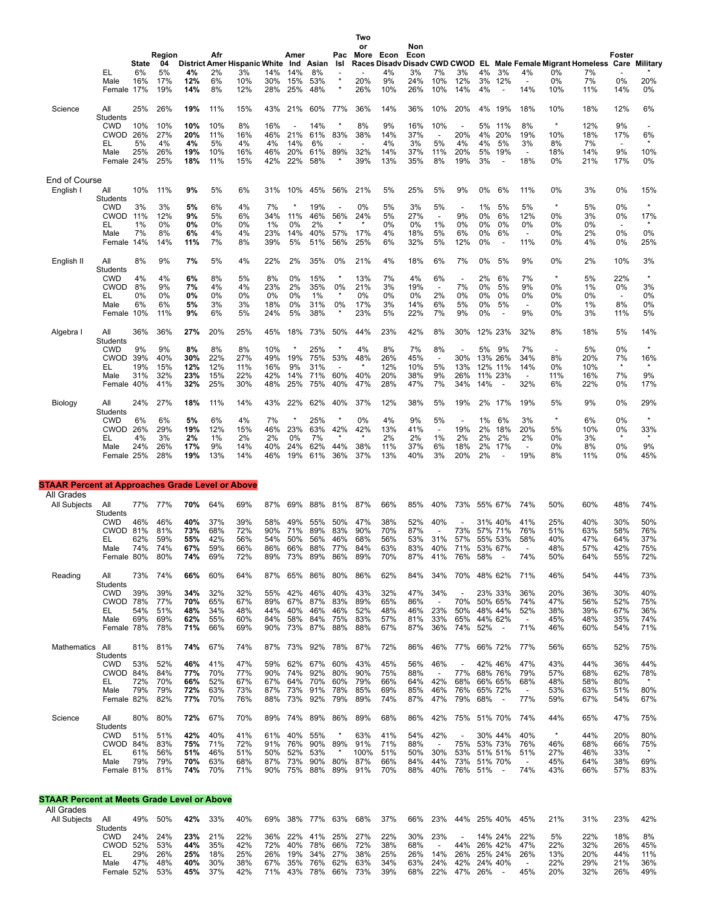| | | State | Region 04 | District | Afr Amer | Hispanic | White | Amer Ind | Asian | Pac Isl | Two or More Races | Econ Disadv | Non Econ Disadv | CWD | CWOD | EL | Male | Female | Migrant | Homeless | Foster Care | Military |
|---|---|---|---|---|---|---|---|---|---|---|---|---|---|---|---|---|---|---|---|---|---|---|
| | EL | 6% | 5% | **4%** | 2% | 3% | 14% | 14% | 8% | - | - | 4% | 3% | 7% | 3% | 4% | 3% | 4% | 0% | 7% | - | * |
| | Male | 16% | 17% | **12%** | 6% | 10% | 30% | 15% | 53% | * | 20% | 9% | 24% | 10% | 12% | 3% | 12% | - | 0% | 7% | 0% | 20% |
| | Female | 17% | 19% | **14%** | 8% | 12% | 28% | 25% | 48% | * | 26% | 10% | 26% | 10% | 14% | 4% | - | 14% | 10% | 11% | 14% | 0% |
| Science | All Students | 25% | 26% | **19%** | 11% | 15% | 43% | 21% | 60% | 77% | 36% | 14% | 36% | 10% | 20% | 4% | 19% | 18% | 10% | 18% | 12% | 6% |
| | CWD | 10% | 10% | **10%** | 10% | 8% | 16% | - | 14% | * | 8% | 9% | 16% | 10% | - | 5% | 11% | 8% | * | 12% | 9% | - |
| | CWOD | 26% | 27% | **20%** | 11% | 16% | 46% | 21% | 61% | 83% | 38% | 14% | 37% | - | 20% | 4% | 20% | 19% | 10% | 18% | 17% | 6% |
| | EL | 5% | 4% | **4%** | 5% | 4% | 4% | 14% | 6% | - | - | 4% | 3% | 5% | 4% | 4% | 5% | 3% | 8% | 7% | - | * |
| | Male | 25% | 26% | **19%** | 10% | 16% | 46% | 20% | 61% | 89% | 32% | 14% | 37% | 11% | 20% | 5% | 19% | - | 18% | 14% | 9% | 10% |
| | Female | 24% | 25% | **18%** | 11% | 15% | 42% | 22% | 58% | * | 39% | 13% | 35% | 8% | 19% | 3% | - | 18% | 0% | 21% | 17% | 0% |
| **End of Course** | | | | | | | | | | | | | | | | | | | | | | |
| English I | All Students | 10% | 11% | **9%** | 5% | 6% | 31% | 10% | 45% | 56% | 21% | 5% | 25% | 5% | 9% | 0% | 6% | 11% | 0% | 3% | 0% | 15% |
| | CWD | 3% | 3% | **5%** | 6% | 4% | 7% | * | 19% | - | 0% | 5% | 3% | 5% | - | 1% | 5% | 5% | * | 5% | 0% | * |
| | CWOD | 11% | 12% | **9%** | 5% | 6% | 34% | 11% | 46% | 56% | 24% | 5% | 27% | - | 9% | 0% | 6% | 12% | 0% | 3% | 0% | 17% |
| | EL | 1% | 0% | **0%** | 0% | 0% | 1% | 0% | 2% | * | * | 0% | 0% | 1% | 0% | 0% | 0% | 0% | 0% | 0% | - | * |
| | Male | 7% | 8% | **6%** | 4% | 4% | 23% | 14% | 40% | 57% | 17% | 4% | 18% | 5% | 6% | 0% | 6% | - | 0% | 2% | 0% | 0% |
| | Female | 14% | 14% | **11%** | 7% | 8% | 39% | 5% | 51% | 56% | 25% | 6% | 32% | 5% | 12% | 0% | - | 11% | 0% | 4% | 0% | 25% |
| English II | All Students | 8% | 9% | **7%** | 5% | 4% | 22% | 2% | 35% | 0% | 21% | 4% | 18% | 6% | 7% | 0% | 5% | 9% | 0% | 2% | 10% | 3% |
| | CWD | 4% | 4% | **6%** | 8% | 5% | 8% | 0% | 15% | * | 13% | 7% | 4% | 6% | - | 2% | 6% | 7% | * | 5% | 22% | * |
| | CWOD | 8% | 9% | **7%** | 4% | 4% | 23% | 2% | 35% | 0% | 21% | 3% | 19% | - | 7% | 0% | 5% | 9% | 0% | 1% | 0% | 3% |
| | EL | 0% | 0% | **0%** | 0% | 0% | 0% | 0% | 1% | * | 0% | 0% | 0% | 2% | 0% | 0% | 0% | 0% | 0% | 0% | - | 0% |
| | Male | 6% | 6% | **5%** | 3% | 3% | 18% | 0% | 31% | 0% | 17% | 3% | 14% | 6% | 5% | 0% | 5% | - | 0% | 1% | 8% | 0% |
| | Female | 10% | 11% | **9%** | 6% | 5% | 24% | 5% | 38% | * | 23% | 5% | 22% | 7% | 9% | 0% | - | 9% | 0% | 3% | 11% | 5% |
| Algebra I | All Students | 36% | 36% | **27%** | 20% | 25% | 45% | 18% | 73% | 50% | 44% | 23% | 42% | 8% | 30% | 12% | 23% | 32% | 8% | 18% | 5% | 14% |
| | CWD | 9% | 9% | **8%** | 8% | 8% | 10% | * | 25% | * | 4% | 8% | 7% | 8% | - | 5% | 9% | 7% | - | 5% | 0% | * |
| | CWOD | 39% | 40% | **30%** | 22% | 27% | 49% | 19% | 75% | 53% | 48% | 26% | 45% | - | 30% | 13% | 26% | 34% | 8% | 20% | 7% | 16% |
| | EL | 19% | 15% | **12%** | 12% | 11% | 16% | 9% | 31% | - | * | 12% | 10% | 5% | 13% | 12% | 11% | 14% | 0% | 10% | * | * |
| | Male | 31% | 32% | **23%** | 15% | 22% | 42% | 14% | 71% | 60% | 40% | 20% | 38% | 9% | 26% | 11% | 23% | - | 11% | 16% | 7% | 9% |
| | Female | 40% | 41% | **32%** | 25% | 30% | 48% | 25% | 75% | 40% | 47% | 28% | 47% | 7% | 34% | 14% | - | 32% | 6% | 22% | 0% | 17% |
| Biology | All Students | 24% | 27% | **18%** | 11% | 14% | 43% | 22% | 62% | 40% | 37% | 12% | 38% | 5% | 19% | 2% | 17% | 19% | 5% | 9% | 0% | 29% |
| | CWD | 6% | 6% | **5%** | 6% | 4% | 7% | * | 25% | * | 0% | 4% | 9% | 5% | - | 1% | 6% | 3% | * | 6% | 0% | * |
| | CWOD | 26% | 29% | **19%** | 12% | 15% | 46% | 23% | 63% | 42% | 42% | 13% | 41% | - | 19% | 2% | 18% | 20% | 5% | 10% | 0% | 33% |
| | EL | 4% | 3% | **2%** | 1% | 2% | 2% | 0% | 7% | * | * | 2% | 2% | 1% | 2% | 2% | 2% | 2% | 0% | 3% | * | * |
| | Male | 24% | 26% | **17%** | 9% | 14% | 40% | 24% | 62% | 44% | 38% | 11% | 37% | 6% | 18% | 2% | 17% | - | 0% | 8% | 0% | 9% |
| | Female | 25% | 28% | **19%** | 13% | 14% | 46% | 19% | 61% | 36% | 37% | 13% | 40% | 3% | 20% | 2% | - | 19% | 8% | 11% | 0% | 45% |

**STAAR Percent at Approaches Grade Level or Above**

All Grades

| | | State | Region 04 | District | Afr Amer | Hispanic | White | Amer Ind | Asian | Pac Isl | Two or More Races | Econ Disadv | Non Econ Disadv | CWD | CWOD | EL | Male | Female | Migrant | Homeless | Foster Care | Military |
|---|---|---|---|---|---|---|---|---|---|---|---|---|---|---|---|---|---|---|---|---|---|---|
| All Subjects | All Students | 77% | 77% | **70%** | 64% | 69% | 87% | 69% | 88% | 81% | 87% | 66% | 85% | 40% | 73% | 55% | 67% | 74% | 50% | 60% | 48% | 74% |
| | CWD | 46% | 46% | **40%** | 37% | 39% | 58% | 49% | 55% | 50% | 47% | 38% | 52% | 40% | - | 31% | 40% | 41% | 25% | 40% | 30% | 50% |
| | CWOD | 81% | 81% | **73%** | 68% | 72% | 90% | 71% | 89% | 83% | 90% | 70% | 87% | - | 73% | 57% | 71% | 76% | 51% | 63% | 58% | 76% |
| | EL | 62% | 59% | **55%** | 42% | 56% | 54% | 50% | 56% | 46% | 68% | 56% | 53% | 31% | 57% | 55% | 53% | 58% | 40% | 47% | 64% | 37% |
| | Male | 74% | 74% | **67%** | 59% | 66% | 86% | 66% | 88% | 77% | 84% | 63% | 83% | 40% | 71% | 53% | 67% | - | 48% | 57% | 42% | 75% |
| | Female | 80% | 80% | **74%** | 69% | 72% | 89% | 73% | 89% | 86% | 89% | 70% | 87% | 41% | 76% | 58% | - | 74% | 50% | 64% | 55% | 72% |
| Reading | All Students | 73% | 74% | **66%** | 60% | 64% | 87% | 65% | 86% | 80% | 86% | 62% | 84% | 34% | 70% | 48% | 62% | 71% | 46% | 54% | 44% | 73% |
| | CWD | 39% | 39% | **34%** | 32% | 32% | 55% | 42% | 46% | 40% | 43% | 32% | 47% | 34% | - | 23% | 33% | 36% | 20% | 36% | 30% | 40% |
| | CWOD | 78% | 77% | **70%** | 65% | 67% | 89% | 67% | 87% | 83% | 89% | 65% | 86% | - | 70% | 50% | 65% | 74% | 47% | 56% | 52% | 75% |
| | EL | 54% | 51% | **48%** | 34% | 48% | 44% | 40% | 46% | 46% | 52% | 48% | 46% | 23% | 50% | 48% | 44% | 52% | 38% | 39% | 67% | 36% |
| | Male | 69% | 69% | **62%** | 55% | 60% | 84% | 58% | 84% | 75% | 83% | 57% | 81% | 33% | 65% | 44% | 62% | - | 45% | 48% | 35% | 74% |
| | Female | 78% | 78% | **71%** | 66% | 69% | 90% | 73% | 87% | 88% | 88% | 67% | 87% | 36% | 74% | 52% | - | 71% | 46% | 60% | 54% | 71% |
| Mathematics | All Students | 81% | 81% | **74%** | 67% | 74% | 87% | 73% | 92% | 78% | 87% | 72% | 86% | 46% | 77% | 66% | 72% | 77% | 56% | 65% | 52% | 75% |
| | CWD | 53% | 52% | **46%** | 41% | 47% | 59% | 62% | 67% | 60% | 43% | 45% | 56% | 46% | - | 42% | 46% | 47% | 43% | 44% | 36% | 44% |
| | CWOD | 84% | 84% | **77%** | 70% | 77% | 90% | 74% | 92% | 80% | 90% | 75% | 88% | - | 77% | 68% | 76% | 79% | 57% | 68% | 62% | 78% |
| | EL | 72% | 70% | **66%** | 52% | 67% | 67% | 64% | 70% | 60% | 79% | 66% | 64% | 42% | 68% | 66% | 65% | 68% | 48% | 58% | 80% | * |
| | Male | 79% | 79% | **72%** | 63% | 73% | 87% | 73% | 91% | 78% | 85% | 69% | 85% | 46% | 76% | 65% | 72% | - | 53% | 63% | 51% | 80% |
| | Female | 82% | 82% | **77%** | 70% | 76% | 88% | 73% | 92% | 79% | 89% | 74% | 87% | 47% | 79% | 68% | - | 77% | 59% | 67% | 54% | 67% |
| Science | All Students | 80% | 80% | **72%** | 67% | 70% | 89% | 74% | 89% | 86% | 89% | 68% | 86% | 42% | 75% | 51% | 70% | 74% | 44% | 65% | 47% | 75% |
| | CWD | 51% | 51% | **42%** | 40% | 41% | 61% | 40% | 55% | * | 63% | 41% | 54% | 42% | - | 30% | 44% | 40% | * | 44% | 20% | 80% |
| | CWOD | 84% | 83% | **75%** | 71% | 72% | 91% | 76% | 90% | 89% | 91% | 71% | 88% | - | 75% | 53% | 73% | 76% | 46% | 68% | 66% | 75% |
| | EL | 61% | 56% | **51%** | 46% | 51% | 50% | 52% | 53% | * | 100% | 51% | 50% | 30% | 53% | 51% | 51% | 51% | 27% | 46% | 33% | * |
| | Male | 79% | 79% | **70%** | 63% | 68% | 87% | 73% | 90% | 80% | 87% | 66% | 84% | 44% | 73% | 51% | 70% | - | 45% | 64% | 38% | 69% |
| | Female | 81% | 81% | **74%** | 70% | 71% | 90% | 75% | 88% | 89% | 91% | 70% | 88% | 40% | 76% | 51% | - | 74% | 43% | 66% | 57% | 83% |

**STAAR Percent at Meets Grade Level or Above**

All Grades

| | | State | Region 04 | District | Afr Amer | Hispanic | White | Amer Ind | Asian | Pac Isl | Two or More Races | Econ Disadv | Non Econ Disadv | CWD | CWOD | EL | Male | Female | Migrant | Homeless | Foster Care | Military |
|---|---|---|---|---|---|---|---|---|---|---|---|---|---|---|---|---|---|---|---|---|---|---|
| All Subjects | All Students | 49% | 50% | **42%** | 33% | 40% | 69% | 38% | 77% | 63% | 68% | 37% | 66% | 23% | 44% | 25% | 40% | 45% | 21% | 31% | 23% | 42% |
| | CWD | 24% | 24% | **23%** | 21% | 22% | 36% | 22% | 41% | 25% | 27% | 22% | 30% | 23% | - | 14% | 24% | 22% | 5% | 22% | 18% | 8% |
| | CWOD | 52% | 53% | **44%** | 35% | 42% | 72% | 40% | 78% | 66% | 72% | 38% | 68% | - | 44% | 26% | 42% | 47% | 22% | 32% | 26% | 45% |
| | EL | 29% | 26% | **25%** | 18% | 25% | 26% | 19% | 34% | 27% | 38% | 25% | 26% | 14% | 26% | 25% | 24% | 26% | 13% | 20% | 44% | 11% |
| | Male | 47% | 48% | **40%** | 30% | 38% | 67% | 35% | 76% | 62% | 63% | 34% | 63% | 24% | 42% | 24% | 40% | - | 22% | 29% | 21% | 36% |
| | Female | 52% | 53% | **45%** | 37% | 42% | 71% | 43% | 78% | 66% | 73% | 39% | 68% | 22% | 47% | 26% | - | 45% | 20% | 32% | 26% | 49% |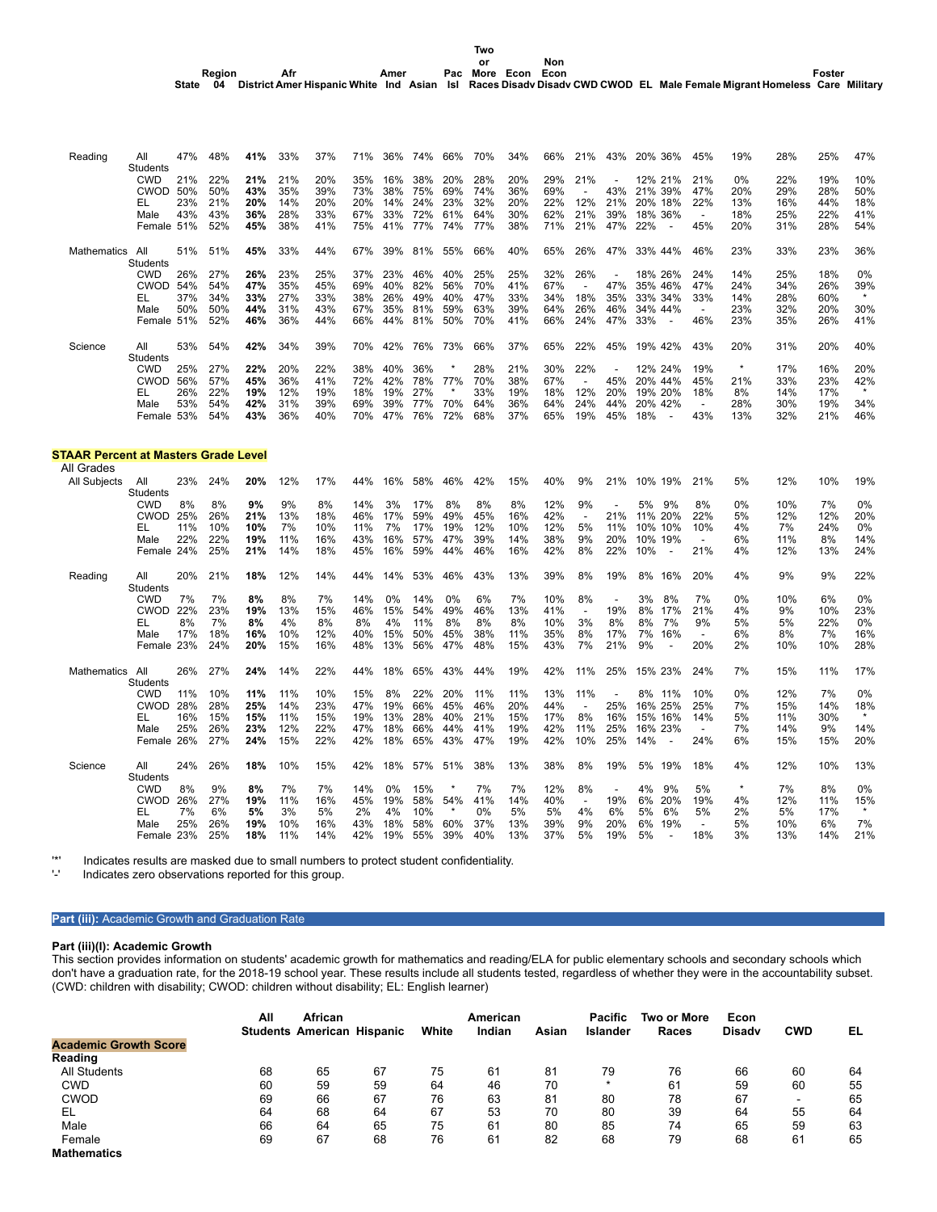| | | State | Region 04 | District | Afr Amer | Hispanic | White | Amer Ind | Asian | Pac Isl | Two or More Races | Econ Disadv | Non Econ Disadv | CWD | CWOD | EL | Male | Female | Migrant | Homeless | Foster Care | Military |
|---|---|---|---|---|---|---|---|---|---|---|---|---|---|---|---|---|---|---|---|---|---|---|
| Reading | All Students | 47% | 48% | **41%** | 33% | 37% | 71% | 36% | 74% | 66% | 70% | 34% | 66% | 21% | 43% | 20% | 36% | 45% | 19% | 28% | 25% | 47% |
| | CWD | 21% | 22% | **21%** | 21% | 20% | 35% | 16% | 38% | 20% | 28% | 20% | 29% | 21% | - | 12% | 21% | 21% | 0% | 22% | 19% | 10% |
| | CWOD | 50% | 50% | **43%** | 35% | 39% | 73% | 38% | 75% | 69% | 74% | 36% | 69% | - | 43% | 21% | 39% | 47% | 20% | 29% | 28% | 50% |
| | EL | 23% | 21% | **20%** | 14% | 20% | 20% | 14% | 24% | 23% | 32% | 20% | 22% | 12% | 21% | 20% | 18% | 22% | 13% | 16% | 44% | 18% |
| | Male | 43% | 43% | **36%** | 28% | 33% | 67% | 33% | 72% | 61% | 64% | 30% | 62% | 21% | 39% | 18% | 36% | - | 18% | 25% | 22% | 41% |
| | Female | 51% | 52% | **45%** | 38% | 41% | 75% | 41% | 77% | 74% | 77% | 38% | 71% | 21% | 47% | 22% | - | 45% | 20% | 31% | 28% | 54% |
| Mathematics | All Students | 51% | 51% | **45%** | 33% | 44% | 67% | 39% | 81% | 55% | 66% | 40% | 65% | 26% | 47% | 33% | 44% | 46% | 23% | 33% | 23% | 36% |
| | CWD | 26% | 27% | **26%** | 23% | 25% | 37% | 23% | 46% | 40% | 25% | 25% | 32% | 26% | - | 18% | 26% | 24% | 14% | 25% | 18% | 0% |
| | CWOD | 54% | 54% | **47%** | 35% | 45% | 69% | 40% | 82% | 56% | 70% | 41% | 67% | - | 47% | 35% | 46% | 47% | 24% | 34% | 26% | 39% |
| | EL | 37% | 34% | **33%** | 27% | 33% | 38% | 26% | 49% | 40% | 47% | 33% | 34% | 18% | 35% | 33% | 34% | 33% | 14% | 28% | 60% | * |
| | Male | 50% | 50% | **44%** | 31% | 43% | 67% | 35% | 81% | 59% | 63% | 39% | 64% | 26% | 46% | 34% | 44% | - | 23% | 32% | 20% | 30% |
| | Female | 51% | 52% | **46%** | 36% | 44% | 66% | 44% | 81% | 50% | 70% | 41% | 66% | 24% | 47% | 33% | - | 46% | 23% | 35% | 26% | 41% |
| Science | All Students | 53% | 54% | **42%** | 34% | 39% | 70% | 42% | 76% | 73% | 66% | 37% | 65% | 22% | 45% | 19% | 42% | 43% | 20% | 31% | 20% | 40% |
| | CWD | 25% | 27% | **22%** | 20% | 22% | 38% | 40% | 36% | * | 28% | 21% | 30% | 22% | - | 12% | 24% | 19% | * | 17% | 16% | 20% |
| | CWOD | 56% | 57% | **45%** | 36% | 41% | 72% | 42% | 78% | 77% | 70% | 38% | 67% | - | 45% | 20% | 44% | 45% | 21% | 33% | 23% | 42% |
| | EL | 26% | 22% | **19%** | 12% | 19% | 18% | 19% | 27% | * | 33% | 19% | 18% | 12% | 20% | 19% | 20% | 18% | 8% | 14% | 17% | * |
| | Male | 53% | 54% | **42%** | 31% | 39% | 69% | 39% | 77% | 70% | 64% | 36% | 64% | 24% | 44% | 20% | 42% | - | 28% | 30% | 19% | 34% |
| | Female | 53% | 54% | **43%** | 36% | 40% | 70% | 47% | 76% | 72% | 68% | 37% | 65% | 19% | 45% | 18% | - | 43% | 13% | 32% | 21% | 46% |

**STAAR Percent at Masters Grade Level**

All Grades

| | | State | Region 04 | District | Afr Amer | Hispanic | White | Amer Ind | Asian | Pac Isl | Two or More Races | Econ Disadv | Non Econ Disadv | CWD | CWOD | EL | Male | Female | Migrant | Homeless | Foster Care | Military |
|---|---|---|---|---|---|---|---|---|---|---|---|---|---|---|---|---|---|---|---|---|---|---|
| All Subjects | All Students | 23% | 24% | **20%** | 12% | 17% | 44% | 16% | 58% | 46% | 42% | 15% | 40% | 9% | 21% | 10% | 19% | 21% | 5% | 12% | 10% | 19% |
| | CWD | 8% | 8% | **9%** | 9% | 8% | 14% | 3% | 17% | 8% | 8% | 8% | 12% | 9% | - | 5% | 9% | 8% | 0% | 10% | 7% | 0% |
| | CWOD | 25% | 26% | **21%** | 13% | 18% | 46% | 17% | 59% | 49% | 45% | 16% | 42% | - | 21% | 11% | 20% | 22% | 5% | 12% | 12% | 20% |
| | EL | 11% | 10% | **10%** | 7% | 10% | 11% | 7% | 17% | 19% | 12% | 10% | 12% | 5% | 11% | 10% | 10% | 10% | 4% | 7% | 24% | 0% |
| | Male | 22% | 22% | **19%** | 11% | 16% | 43% | 16% | 57% | 47% | 39% | 14% | 38% | 9% | 20% | 10% | 19% | - | 6% | 11% | 8% | 14% |
| | Female | 24% | 25% | **21%** | 14% | 18% | 45% | 16% | 59% | 44% | 46% | 16% | 42% | 8% | 22% | 10% | - | 21% | 4% | 12% | 13% | 24% |
| Reading | All Students | 20% | 21% | **18%** | 12% | 14% | 44% | 14% | 53% | 46% | 43% | 13% | 39% | 8% | 19% | 8% | 16% | 20% | 4% | 9% | 9% | 22% |
| | CWD | 7% | 7% | **8%** | 8% | 7% | 14% | 0% | 14% | 0% | 6% | 7% | 10% | 8% | - | 3% | 8% | 7% | 0% | 10% | 6% | 0% |
| | CWOD | 22% | 23% | **19%** | 13% | 15% | 46% | 15% | 54% | 49% | 46% | 13% | 41% | - | 19% | 8% | 17% | 21% | 4% | 9% | 10% | 23% |
| | EL | 8% | 7% | **8%** | 4% | 8% | 8% | 4% | 11% | 8% | 8% | 8% | 10% | 3% | 8% | 8% | 7% | 9% | 5% | 5% | 22% | 0% |
| | Male | 17% | 18% | **16%** | 10% | 12% | 40% | 15% | 50% | 45% | 38% | 11% | 35% | 8% | 17% | 7% | 16% | - | 6% | 8% | 7% | 16% |
| | Female | 23% | 24% | **20%** | 15% | 16% | 48% | 13% | 56% | 47% | 48% | 15% | 43% | 7% | 21% | 9% | - | 20% | 2% | 10% | 10% | 28% |
| Mathematics | All Students | 26% | 27% | **24%** | 14% | 22% | 44% | 18% | 65% | 43% | 44% | 19% | 42% | 11% | 25% | 15% | 23% | 24% | 7% | 15% | 11% | 17% |
| | CWD | 11% | 10% | **11%** | 11% | 10% | 15% | 8% | 22% | 20% | 11% | 11% | 13% | 11% | - | 8% | 11% | 10% | 0% | 12% | 7% | 0% |
| | CWOD | 28% | 28% | **25%** | 14% | 23% | 47% | 19% | 66% | 45% | 46% | 20% | 44% | - | 25% | 16% | 25% | 25% | 7% | 15% | 14% | 18% |
| | EL | 16% | 15% | **15%** | 11% | 15% | 19% | 13% | 28% | 40% | 21% | 15% | 17% | 8% | 16% | 15% | 16% | 14% | 5% | 11% | 30% | * |
| | Male | 25% | 26% | **23%** | 12% | 22% | 47% | 18% | 66% | 44% | 41% | 19% | 42% | 11% | 25% | 16% | 23% | - | 7% | 14% | 9% | 14% |
| | Female | 26% | 27% | **24%** | 15% | 22% | 42% | 18% | 65% | 43% | 47% | 19% | 42% | 10% | 25% | 14% | - | 24% | 6% | 15% | 15% | 20% |
| Science | All Students | 24% | 26% | **18%** | 10% | 15% | 42% | 18% | 57% | 51% | 38% | 13% | 38% | 8% | 19% | 5% | 19% | 18% | 4% | 12% | 10% | 13% |
| | CWD | 8% | 9% | **8%** | 7% | 7% | 14% | 0% | 15% | * | 7% | 7% | 12% | 8% | - | 4% | 9% | 5% | * | 7% | 8% | 0% |
| | CWOD | 26% | 27% | **19%** | 11% | 16% | 45% | 19% | 58% | 54% | 41% | 14% | 40% | - | 19% | 6% | 20% | 19% | 4% | 12% | 11% | 15% |
| | EL | 7% | 6% | **5%** | 3% | 5% | 2% | 4% | 10% | * | 0% | 5% | 5% | 4% | 6% | 5% | 6% | 5% | 2% | 5% | 17% | * |
| | Male | 25% | 26% | **19%** | 10% | 16% | 43% | 18% | 58% | 60% | 37% | 13% | 39% | 9% | 20% | 6% | 19% | - | 5% | 10% | 6% | 7% |
| | Female | 23% | 25% | **18%** | 11% | 14% | 42% | 19% | 55% | 39% | 40% | 13% | 37% | 5% | 19% | 5% | - | 18% | 3% | 13% | 14% | 21% |

'*' Indicates results are masked due to small numbers to protect student confidentiality.
'-' Indicates zero observations reported for this group.

## Part (iii): Academic Growth and Graduation Rate

### Part (iii)(I): Academic Growth

This section provides information on students' academic growth for mathematics and reading/ELA for public elementary schools and secondary schools which don't have a graduation rate, for the 2018-19 school year. These results include all students tested, regardless of whether they were in the accountability subset. (CWD: children with disability; CWOD: children without disability; EL: English learner)

| **Academic Growth Score** | All Students | African American | Hispanic | White | American Indian | Asian | Pacific Islander | Two or More Races | Econ Disadv | CWD | EL |
|---|---|---|---|---|---|---|---|---|---|---|---|
| **Reading** | | | | | | | | | | | |
| All Students | 68 | 65 | 67 | 75 | 61 | 81 | 79 | 76 | 66 | 60 | 64 |
| CWD | 60 | 59 | 59 | 64 | 46 | 70 | * | 61 | 59 | 60 | 55 |
| CWOD | 69 | 66 | 67 | 76 | 63 | 81 | 80 | 78 | 67 | - | 65 |
| EL | 64 | 68 | 64 | 67 | 53 | 70 | 80 | 39 | 64 | 55 | 64 |
| Male | 66 | 64 | 65 | 75 | 61 | 80 | 85 | 74 | 65 | 59 | 63 |
| Female | 69 | 67 | 68 | 76 | 61 | 82 | 68 | 79 | 68 | 61 | 65 |
| **Mathematics** | | | | | | | | | | | |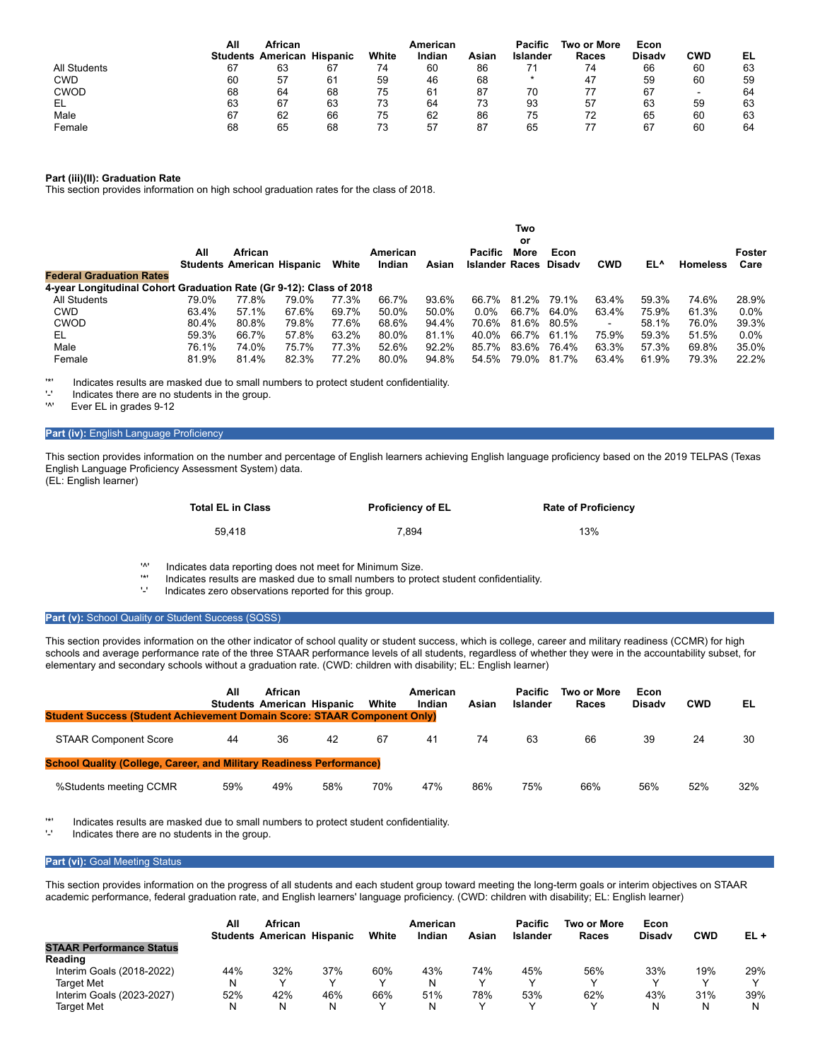| | All Students | African American | Hispanic | White | American Indian | Asian | Pacific Islander | Two or More Races | Econ Disadv | CWD | EL |
|---|---|---|---|---|---|---|---|---|---|---|---|
| All Students | 67 | 63 | 67 | 74 | 60 | 86 | 71 | 74 | 66 | 60 | 63 |
| CWD | 60 | 57 | 61 | 59 | 46 | 68 | * | 47 | 59 | 60 | 59 |
| CWOD | 68 | 64 | 68 | 75 | 61 | 87 | 70 | 77 | 67 | - | 64 |
| EL | 63 | 67 | 63 | 73 | 64 | 73 | 93 | 57 | 63 | 59 | 63 |
| Male | 67 | 62 | 66 | 75 | 62 | 86 | 75 | 72 | 65 | 60 | 63 |
| Female | 68 | 65 | 68 | 73 | 57 | 87 | 65 | 77 | 67 | 60 | 64 |

**Part (iii)(II): Graduation Rate**

This section provides information on high school graduation rates for the class of 2018.

| | All Students | African American | Hispanic | White | American Indian | Asian | Pacific Islander | Two or More Races | Econ Disadv | CWD | EL^ | Homeless | Foster Care |
|---|---|---|---|---|---|---|---|---|---|---|---|---|---|
| **Federal Graduation Rates** | | | | | | | | | | | | | |
| **4-year Longitudinal Cohort Graduation Rate (Gr 9-12): Class of 2018** | | | | | | | | | | | | | |
| All Students | 79.0% | 77.8% | 79.0% | 77.3% | 66.7% | 93.6% | 66.7% | 81.2% | 79.1% | 63.4% | 59.3% | 74.6% | 28.9% |
| CWD | 63.4% | 57.1% | 67.6% | 69.7% | 50.0% | 50.0% | 0.0% | 66.7% | 64.0% | 63.4% | 75.9% | 61.3% | 0.0% |
| CWOD | 80.4% | 80.8% | 79.8% | 77.6% | 68.6% | 94.4% | 70.6% | 81.6% | 80.5% | - | 58.1% | 76.0% | 39.3% |
| EL | 59.3% | 66.7% | 57.8% | 63.2% | 80.0% | 81.1% | 40.0% | 66.7% | 61.1% | 75.9% | 59.3% | 51.5% | 0.0% |
| Male | 76.1% | 74.0% | 75.7% | 77.3% | 52.6% | 92.2% | 85.7% | 83.6% | 76.4% | 63.3% | 57.3% | 69.8% | 35.0% |
| Female | 81.9% | 81.4% | 82.3% | 77.2% | 80.0% | 94.8% | 54.5% | 79.0% | 81.7% | 63.4% | 61.9% | 79.3% | 22.2% |

'*' Indicates results are masked due to small numbers to protect student confidentiality.
'-' Indicates there are no students in the group.
'^' Ever EL in grades 9-12

## Part (iv): English Language Proficiency

This section provides information on the number and percentage of English learners achieving English language proficiency based on the 2019 TELPAS (Texas English Language Proficiency Assessment System) data.
(EL: English learner)

| Total EL in Class | Proficiency of EL | Rate of Proficiency |
|---|---|---|
| 59,418 | 7,894 | 13% |

'^' Indicates data reporting does not meet for Minimum Size.
'*' Indicates results are masked due to small numbers to protect student confidentiality.
'-' Indicates zero observations reported for this group.

## Part (v): School Quality or Student Success (SQSS)

This section provides information on the other indicator of school quality or student success, which is college, career and military readiness (CCMR) for high schools and average performance rate of the three STAAR performance levels of all students, regardless of whether they were in the accountability subset, for elementary and secondary schools without a graduation rate. (CWD: children with disability; EL: English learner)

| | All Students | African American | Hispanic | White | American Indian | Asian | Pacific Islander | Two or More Races | Econ Disadv | CWD | EL |
|---|---|---|---|---|---|---|---|---|---|---|---|
| **Student Success (Student Achievement Domain Score: STAAR Component Only)** | | | | | | | | | | | |
| STAAR Component Score | 44 | 36 | 42 | 67 | 41 | 74 | 63 | 66 | 39 | 24 | 30 |
| **School Quality (College, Career, and Military Readiness Performance)** | | | | | | | | | | | |
| %Students meeting CCMR | 59% | 49% | 58% | 70% | 47% | 86% | 75% | 66% | 56% | 52% | 32% |

'*' Indicates results are masked due to small numbers to protect student confidentiality.
'-' Indicates there are no students in the group.

## Part (vi): Goal Meeting Status

This section provides information on the progress of all students and each student group toward meeting the long-term goals or interim objectives on STAAR academic performance, federal graduation rate, and English learners' language proficiency. (CWD: children with disability; EL: English learner)

| | All Students | African American | Hispanic | White | American Indian | Asian | Pacific Islander | Two or More Races | Econ Disadv | CWD | EL + |
|---|---|---|---|---|---|---|---|---|---|---|---|
| **STAAR Performance Status** | | | | | | | | | | | |
| **Reading** | | | | | | | | | | | |
| Interim Goals (2018-2022) | 44% | 32% | 37% | 60% | 43% | 74% | 45% | 56% | 33% | 19% | 29% |
| Target Met | N | Y | Y | Y | N | Y | Y | Y | Y | Y | Y |
| Interim Goals (2023-2027) | 52% | 42% | 46% | 66% | 51% | 78% | 53% | 62% | 43% | 31% | 39% |
| Target Met | N | N | N | Y | N | Y | Y | Y | N | N | N |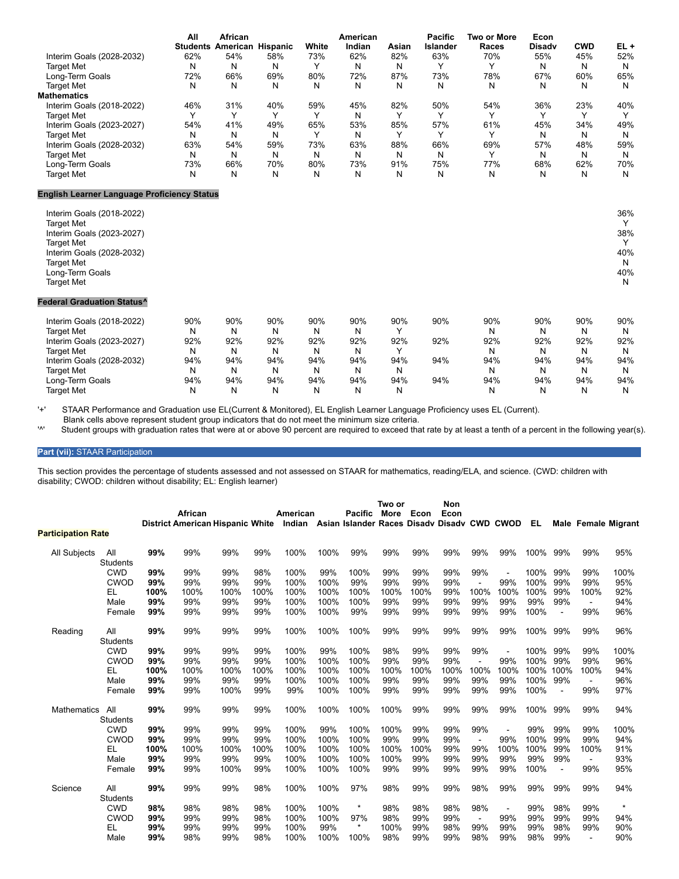| | All Students | African American | Hispanic | White | American Indian | Asian | Pacific Islander | Two or More Races | Econ Disadv | CWD | EL + |
|---|---|---|---|---|---|---|---|---|---|---|---|
| Interim Goals (2028-2032) | 62% | 54% | 58% | 73% | 62% | 82% | 63% | 70% | 55% | 45% | 52% |
| Target Met | N | N | N | Y | N | N | Y | Y | N | N | N |
| Long-Term Goals | 72% | 66% | 69% | 80% | 72% | 87% | 73% | 78% | 67% | 60% | 65% |
| Target Met | N | N | N | N | N | N | N | N | N | N | N |
| **Mathematics** | | | | | | | | | | | |
| Interim Goals (2018-2022) | 46% | 31% | 40% | 59% | 45% | 82% | 50% | 54% | 36% | 23% | 40% |
| Target Met | Y | Y | Y | Y | N | Y | Y | Y | Y | Y | Y |
| Interim Goals (2023-2027) | 54% | 41% | 49% | 65% | 53% | 85% | 57% | 61% | 45% | 34% | 49% |
| Target Met | N | N | N | Y | N | Y | Y | Y | N | N | N |
| Interim Goals (2028-2032) | 63% | 54% | 59% | 73% | 63% | 88% | 66% | 69% | 57% | 48% | 59% |
| Target Met | N | N | N | N | N | N | N | Y | N | N | N |
| Long-Term Goals | 73% | 66% | 70% | 80% | 73% | 91% | 75% | 77% | 68% | 62% | 70% |
| Target Met | N | N | N | N | N | N | N | N | N | N | N |

**English Learner Language Proficiency Status**

| | EL + |
|---|---|
| Interim Goals (2018-2022) | 36% |
| Target Met | Y |
| Interim Goals (2023-2027) | 38% |
| Target Met | Y |
| Interim Goals (2028-2032) | 40% |
| Target Met | N |
| Long-Term Goals | 40% |
| Target Met | N |

**Federal Graduation Status^**

| | All Students | African American | Hispanic | White | American Indian | Asian | Pacific Islander | Two or More Races | Econ Disadv | CWD | EL + |
|---|---|---|---|---|---|---|---|---|---|---|---|
| Interim Goals (2018-2022) | 90% | 90% | 90% | 90% | 90% | 90% | 90% | 90% | 90% | 90% | 90% |
| Target Met | N | N | N | N | N | Y | | N | N | N | N |
| Interim Goals (2023-2027) | 92% | 92% | 92% | 92% | 92% | 92% | 92% | 92% | 92% | 92% | 92% |
| Target Met | N | N | N | N | N | Y | | N | N | N | N |
| Interim Goals (2028-2032) | 94% | 94% | 94% | 94% | 94% | 94% | 94% | 94% | 94% | 94% | 94% |
| Target Met | N | N | N | N | N | N | | N | N | N | N |
| Long-Term Goals | 94% | 94% | 94% | 94% | 94% | 94% | 94% | 94% | 94% | 94% | 94% |
| Target Met | N | N | N | N | N | N | | N | N | N | N |

'+' STAAR Performance and Graduation use EL(Current & Monitored), EL English Learner Language Proficiency uses EL (Current).
Blank cells above represent student group indicators that do not meet the minimum size criteria.
'^' Student groups with graduation rates that were at or above 90 percent are required to exceed that rate by at least a tenth of a percent in the following year(s).

## Part (vii): STAAR Participation

This section provides the percentage of students assessed and not assessed on STAAR for mathematics, reading/ELA, and science. (CWD: children with disability; CWOD: children without disability; EL: English learner)

| Participation Rate | | District | African American | Hispanic | White | American Indian | Asian | Pacific Islander | Two or More Races | Econ Disadv | Non Econ Disadv | CWD | CWOD | EL | Male | Female | Migrant |
|---|---|---|---|---|---|---|---|---|---|---|---|---|---|---|---|---|---|
| All Subjects | All Students | **99%** | 99% | 99% | 99% | 100% | 100% | 99% | 99% | 99% | 99% | 99% | 99% | 100% | 99% | 99% | 95% |
| | CWD | **99%** | 99% | 99% | 98% | 100% | 99% | 100% | 99% | 99% | 99% | 99% | - | 100% | 99% | 99% | 100% |
| | CWOD | **99%** | 99% | 99% | 99% | 100% | 100% | 99% | 99% | 99% | 99% | - | 99% | 100% | 99% | 99% | 95% |
| | EL | **100%** | 100% | 100% | 100% | 100% | 100% | 100% | 100% | 100% | 99% | 100% | 100% | 100% | 99% | 100% | 92% |
| | Male | **99%** | 99% | 99% | 99% | 100% | 100% | 100% | 99% | 99% | 99% | 99% | 99% | 99% | 99% | - | 94% |
| | Female | **99%** | 99% | 99% | 99% | 100% | 100% | 99% | 99% | 99% | 99% | 99% | 99% | 100% | - | 99% | 96% |
| Reading | All Students | **99%** | 99% | 99% | 99% | 100% | 100% | 100% | 99% | 99% | 99% | 99% | 99% | 100% | 99% | 99% | 96% |
| | CWD | **99%** | 99% | 99% | 99% | 100% | 99% | 100% | 98% | 99% | 99% | 99% | - | 100% | 99% | 99% | 100% |
| | CWOD | **99%** | 99% | 99% | 99% | 100% | 100% | 100% | 99% | 99% | 99% | - | 99% | 100% | 99% | 99% | 96% |
| | EL | **100%** | 100% | 100% | 100% | 100% | 100% | 100% | 100% | 100% | 100% | 100% | 100% | 100% | 100% | 100% | 94% |
| | Male | **99%** | 99% | 99% | 99% | 100% | 100% | 100% | 99% | 99% | 99% | 99% | 99% | 100% | 99% | - | 96% |
| | Female | **99%** | 99% | 100% | 99% | 99% | 100% | 100% | 99% | 99% | 99% | 99% | 99% | 100% | - | 99% | 97% |
| Mathematics | All Students | **99%** | 99% | 99% | 99% | 100% | 100% | 100% | 100% | 99% | 99% | 99% | 99% | 100% | 99% | 99% | 94% |
| | CWD | **99%** | 99% | 99% | 99% | 100% | 99% | 100% | 100% | 99% | 99% | 99% | - | 99% | 99% | 99% | 100% |
| | CWOD | **99%** | 99% | 99% | 99% | 100% | 100% | 100% | 99% | 99% | 99% | - | 99% | 100% | 99% | 99% | 94% |
| | EL | **100%** | 100% | 100% | 100% | 100% | 100% | 100% | 100% | 100% | 99% | 99% | 100% | 100% | 99% | 100% | 91% |
| | Male | **99%** | 99% | 99% | 99% | 100% | 100% | 100% | 100% | 99% | 99% | 99% | 99% | 99% | 99% | - | 93% |
| | Female | **99%** | 99% | 100% | 99% | 100% | 100% | 100% | 99% | 99% | 99% | 99% | 99% | 100% | - | 99% | 95% |
| Science | All Students | **99%** | 99% | 99% | 98% | 100% | 100% | 97% | 98% | 99% | 99% | 98% | 99% | 99% | 99% | 99% | 94% |
| | CWD | **98%** | 98% | 98% | 98% | 100% | 100% | * | 98% | 98% | 98% | 98% | - | 99% | 98% | 99% | * |
| | CWOD | **99%** | 99% | 99% | 98% | 100% | 100% | 97% | 98% | 99% | 99% | - | 99% | 99% | 99% | 99% | 94% |
| | EL | **99%** | 99% | 99% | 99% | 100% | 99% | * | 100% | 99% | 98% | 99% | 99% | 99% | 98% | 99% | 90% |
| | Male | **99%** | 98% | 99% | 98% | 100% | 100% | 100% | 98% | 99% | 99% | 98% | 99% | 98% | 99% | - | 90% |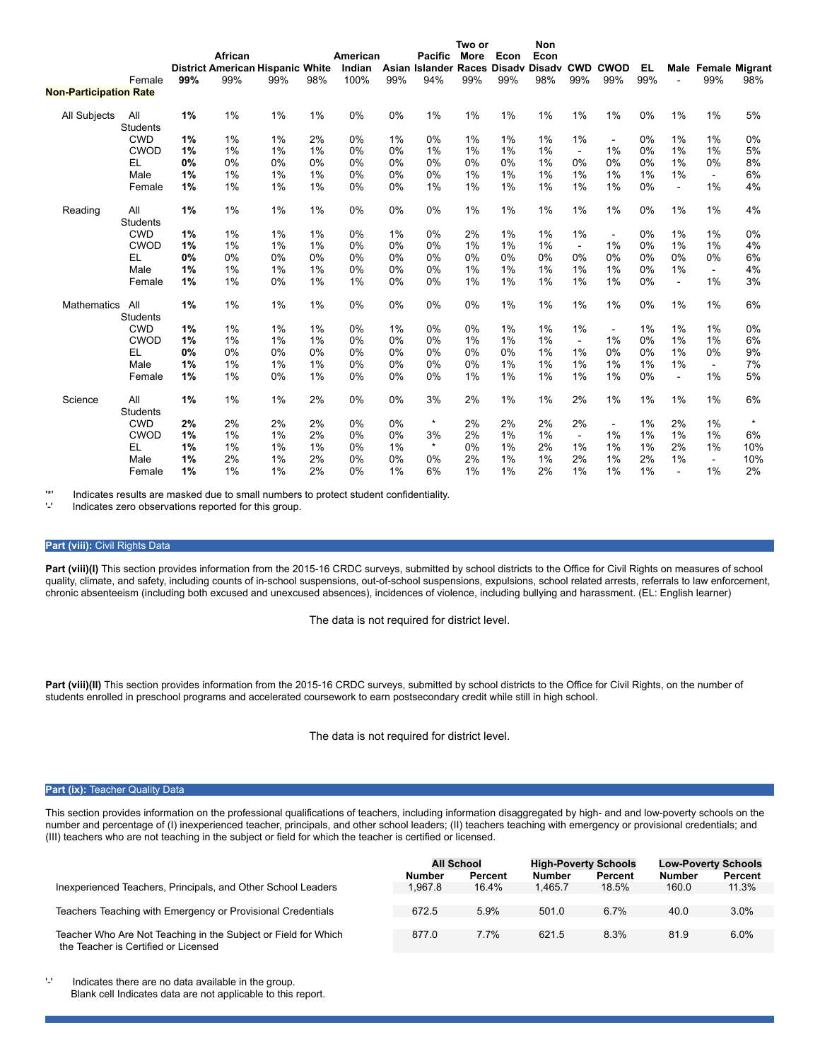| | Female | District | African American | Hispanic | White | American Indian | Asian | Pacific Islander | Two or More Races | Econ Disadv | Non Econ Disadv | CWD | CWOD | EL | Male | Female | Migrant |
|---|---|---|---|---|---|---|---|---|---|---|---|---|---|---|---|---|---|
| | Female | **99%** | 99% | 99% | 98% | 100% | 99% | 94% | 99% | 99% | 98% | 99% | 99% | 99% | - | 99% | 98% |
| **Non-Participation Rate** | | | | | | | | | | | | | | | | | |
| All Subjects | All Students | **1%** | 1% | 1% | 1% | 0% | 0% | 1% | 1% | 1% | 1% | 1% | 1% | 0% | 1% | 1% | 5% |
| | CWD | **1%** | 1% | 1% | 2% | 0% | 1% | 0% | 1% | 1% | 1% | 1% | - | 0% | 1% | 1% | 0% |
| | CWOD | **1%** | 1% | 1% | 1% | 0% | 0% | 1% | 1% | 1% | 1% | - | 1% | 0% | 1% | 1% | 5% |
| | EL | **0%** | 0% | 0% | 0% | 0% | 0% | 0% | 0% | 0% | 1% | 0% | 0% | 0% | 1% | 0% | 8% |
| | Male | **1%** | 1% | 1% | 1% | 0% | 0% | 0% | 1% | 1% | 1% | 1% | 1% | 1% | 1% | - | 6% |
| | Female | **1%** | 1% | 1% | 1% | 0% | 0% | 1% | 1% | 1% | 1% | 1% | 1% | 0% | - | 1% | 4% |
| Reading | All Students | **1%** | 1% | 1% | 1% | 0% | 0% | 0% | 1% | 1% | 1% | 1% | 1% | 0% | 1% | 1% | 4% |
| | CWD | **1%** | 1% | 1% | 1% | 0% | 1% | 0% | 2% | 1% | 1% | 1% | - | 0% | 1% | 1% | 0% |
| | CWOD | **1%** | 1% | 1% | 1% | 0% | 0% | 0% | 1% | 1% | 1% | - | 1% | 0% | 1% | 1% | 4% |
| | EL | **0%** | 0% | 0% | 0% | 0% | 0% | 0% | 0% | 0% | 0% | 0% | 0% | 0% | 0% | 0% | 6% |
| | Male | **1%** | 1% | 1% | 1% | 0% | 0% | 0% | 1% | 1% | 1% | 1% | 1% | 0% | 1% | - | 4% |
| | Female | **1%** | 1% | 0% | 1% | 1% | 0% | 0% | 1% | 1% | 1% | 1% | 1% | 0% | - | 1% | 3% |
| Mathematics | All Students | **1%** | 1% | 1% | 1% | 0% | 0% | 0% | 0% | 1% | 1% | 1% | 1% | 0% | 1% | 1% | 6% |
| | CWD | **1%** | 1% | 1% | 1% | 0% | 1% | 0% | 0% | 1% | 1% | 1% | - | 1% | 1% | 1% | 0% |
| | CWOD | **1%** | 1% | 1% | 1% | 0% | 0% | 0% | 1% | 1% | 1% | - | 1% | 0% | 1% | 1% | 6% |
| | EL | **0%** | 0% | 0% | 0% | 0% | 0% | 0% | 0% | 0% | 1% | 1% | 0% | 0% | 1% | 0% | 9% |
| | Male | **1%** | 1% | 1% | 1% | 0% | 0% | 0% | 0% | 1% | 1% | 1% | 1% | 1% | 1% | - | 7% |
| | Female | **1%** | 1% | 0% | 1% | 0% | 0% | 0% | 1% | 1% | 1% | 1% | 1% | 0% | - | 1% | 5% |
| Science | All Students | **1%** | 1% | 1% | 2% | 0% | 0% | 3% | 2% | 1% | 1% | 2% | 1% | 1% | 1% | 1% | 6% |
| | CWD | **2%** | 2% | 2% | 2% | 0% | 0% | * | 2% | 2% | 2% | 2% | - | 1% | 2% | 1% | * |
| | CWOD | **1%** | 1% | 1% | 2% | 0% | 0% | 3% | 2% | 1% | 1% | - | 1% | 1% | 1% | 1% | 6% |
| | EL | **1%** | 1% | 1% | 1% | 0% | 1% | * | 0% | 1% | 2% | 1% | 1% | 1% | 2% | 1% | 10% |
| | Male | **1%** | 2% | 1% | 2% | 0% | 0% | 0% | 2% | 1% | 1% | 2% | 1% | 2% | 1% | - | 10% |
| | Female | **1%** | 1% | 1% | 2% | 0% | 1% | 6% | 1% | 1% | 2% | 1% | 1% | 1% | - | 1% | 2% |

'*' Indicates results are masked due to small numbers to protect student confidentiality.
'-' Indicates zero observations reported for this group.

## Part (viii): Civil Rights Data

**Part (viii)(I)** This section provides information from the 2015-16 CRDC surveys, submitted by school districts to the Office for Civil Rights on measures of school quality, climate, and safety, including counts of in-school suspensions, out-of-school suspensions, expulsions, school related arrests, referrals to law enforcement, chronic absenteeism (including both excused and unexcused absences), incidences of violence, including bullying and harassment. (EL: English learner)

The data is not required for district level.

**Part (viii)(II)** This section provides information from the 2015-16 CRDC surveys, submitted by school districts to the Office for Civil Rights, on the number of students enrolled in preschool programs and accelerated coursework to earn postsecondary credit while still in high school.

The data is not required for district level.

## Part (ix): Teacher Quality Data

This section provides information on the professional qualifications of teachers, including information disaggregated by high- and and low-poverty schools on the number and percentage of (I) inexperienced teacher, principals, and other school leaders; (II) teachers teaching with emergency or provisional credentials; and (III) teachers who are not teaching in the subject or field for which the teacher is certified or licensed.

| | All School | | High-Poverty Schools | | Low-Poverty Schools | |
|---|---|---|---|---|---|---|
| | Number | Percent | Number | Percent | Number | Percent |
| Inexperienced Teachers, Principals, and Other School Leaders | 1,967.8 | 16.4% | 1,465.7 | 18.5% | 160.0 | 11.3% |
| Teachers Teaching with Emergency or Provisional Credentials | 672.5 | 5.9% | 501.0 | 6.7% | 40.0 | 3.0% |
| Teacher Who Are Not Teaching in the Subject or Field for Which the Teacher is Certified or Licensed | 877.0 | 7.7% | 621.5 | 8.3% | 81.9 | 6.0% |

'-' Indicates there are no data available in the group.
Blank cell Indicates data are not applicable to this report.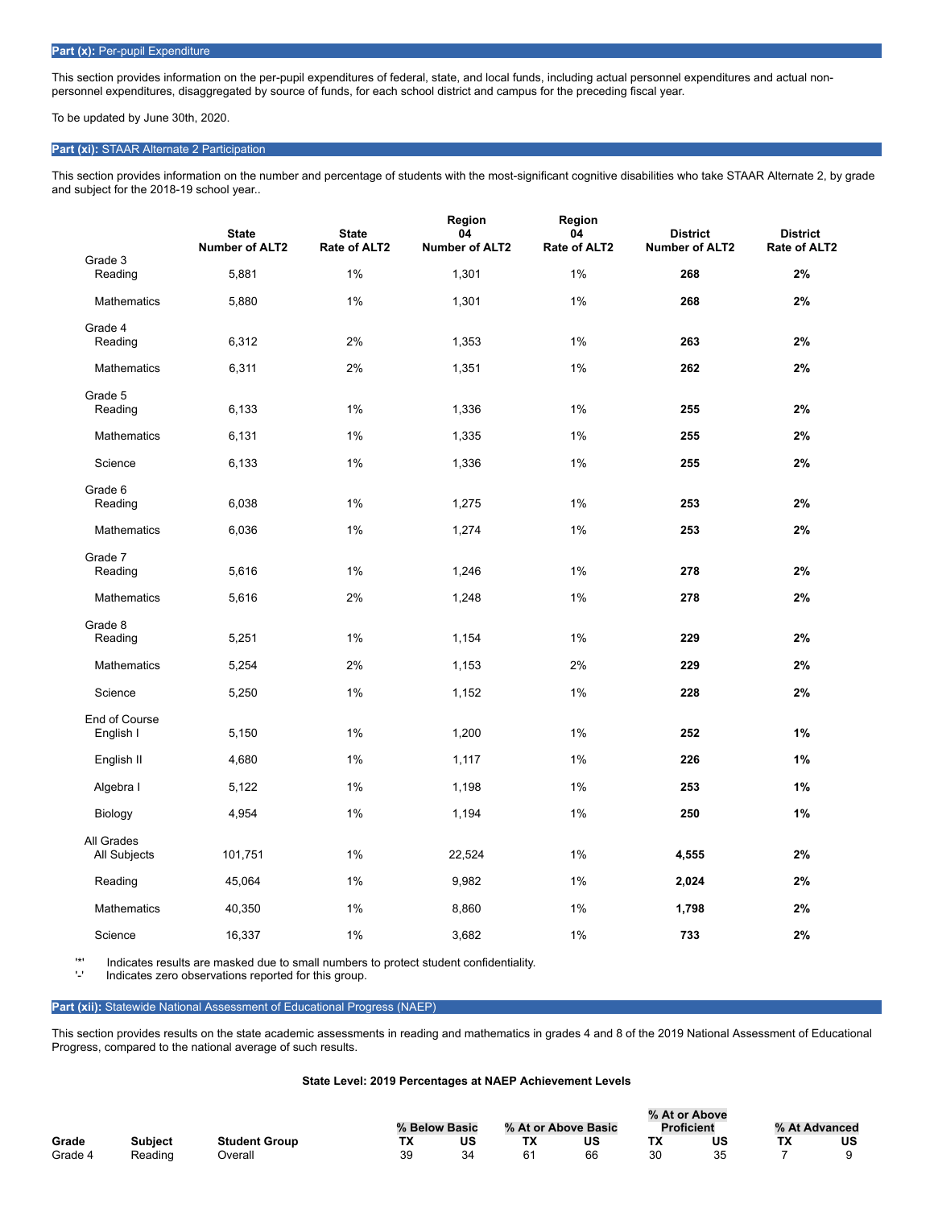**Part (x):** Per-pupil Expenditure

This section provides information on the per-pupil expenditures of federal, state, and local funds, including actual personnel expenditures and actual non-personnel expenditures, disaggregated by source of funds, for each school district and campus for the preceding fiscal year.

To be updated by June 30th, 2020.

**Part (xi):** STAAR Alternate 2 Participation

This section provides information on the number and percentage of students with the most-significant cognitive disabilities who take STAAR Alternate 2, by grade and subject for the 2018-19 school year..

| | State Number of ALT2 | State Rate of ALT2 | Region 04 Number of ALT2 | Region 04 Rate of ALT2 | District Number of ALT2 | District Rate of ALT2 |
|---|---|---|---|---|---|---|
| **Grade 3** | | | | | | |
| Reading | 5,881 | 1% | 1,301 | 1% | **268** | **2%** |
| Mathematics | 5,880 | 1% | 1,301 | 1% | **268** | **2%** |
| **Grade 4** | | | | | | |
| Reading | 6,312 | 2% | 1,353 | 1% | **263** | **2%** |
| Mathematics | 6,311 | 2% | 1,351 | 1% | **262** | **2%** |
| **Grade 5** | | | | | | |
| Reading | 6,133 | 1% | 1,336 | 1% | **255** | **2%** |
| Mathematics | 6,131 | 1% | 1,335 | 1% | **255** | **2%** |
| Science | 6,133 | 1% | 1,336 | 1% | **255** | **2%** |
| **Grade 6** | | | | | | |
| Reading | 6,038 | 1% | 1,275 | 1% | **253** | **2%** |
| Mathematics | 6,036 | 1% | 1,274 | 1% | **253** | **2%** |
| **Grade 7** | | | | | | |
| Reading | 5,616 | 1% | 1,246 | 1% | **278** | **2%** |
| Mathematics | 5,616 | 2% | 1,248 | 1% | **278** | **2%** |
| **Grade 8** | | | | | | |
| Reading | 5,251 | 1% | 1,154 | 1% | **229** | **2%** |
| Mathematics | 5,254 | 2% | 1,153 | 2% | **229** | **2%** |
| Science | 5,250 | 1% | 1,152 | 1% | **228** | **2%** |
| **End of Course** | | | | | | |
| English I | 5,150 | 1% | 1,200 | 1% | **252** | **1%** |
| English II | 4,680 | 1% | 1,117 | 1% | **226** | **1%** |
| Algebra I | 5,122 | 1% | 1,198 | 1% | **253** | **1%** |
| Biology | 4,954 | 1% | 1,194 | 1% | **250** | **1%** |
| **All Grades** | | | | | | |
| All Subjects | 101,751 | 1% | 22,524 | 1% | **4,555** | **2%** |
| Reading | 45,064 | 1% | 9,982 | 1% | **2,024** | **2%** |
| Mathematics | 40,350 | 1% | 8,860 | 1% | **1,798** | **2%** |
| Science | 16,337 | 1% | 3,682 | 1% | **733** | **2%** |

'*' Indicates results are masked due to small numbers to protect student confidentiality.
'-' Indicates zero observations reported for this group.

**Part (xii):** Statewide National Assessment of Educational Progress (NAEP)

This section provides results on the state academic assessments in reading and mathematics in grades 4 and 8 of the 2019 National Assessment of Educational Progress, compared to the national average of such results.

**State Level: 2019 Percentages at NAEP Achievement Levels**

| | | | % Below Basic | | % At or Above Basic | | % At or Above Proficient | | % At Advanced | |
|---|---|---|---|---|---|---|---|---|---|---|
| **Grade** | **Subject** | **Student Group** | **TX** | **US** | **TX** | **US** | **TX** | **US** | **TX** | **US** |
| Grade 4 | Reading | Overall | 39 | 34 | 61 | 66 | 30 | 35 | 7 | 9 |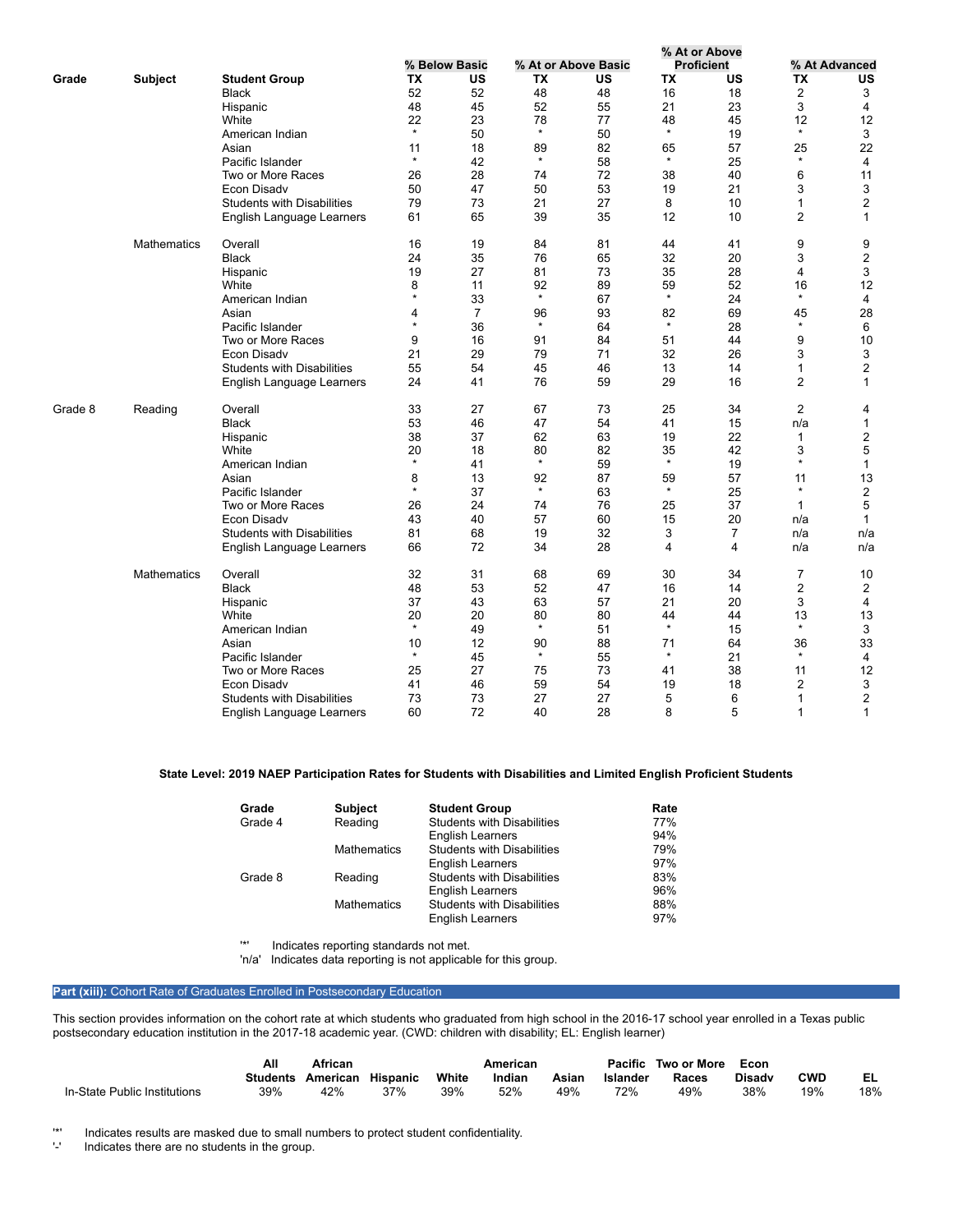| Grade | Subject | Student Group | % Below Basic | | % At or Above Basic | | % At or Above Proficient | | % At Advanced | |
|---|---|---|---|---|---|---|---|---|---|---|
| | | | TX | US | TX | US | TX | US | TX | US |
| | | Black | 52 | 52 | 48 | 48 | 16 | 18 | 2 | 3 |
| | | Hispanic | 48 | 45 | 52 | 55 | 21 | 23 | 3 | 4 |
| | | White | 22 | 23 | 78 | 77 | 48 | 45 | 12 | 12 |
| | | American Indian | * | 50 | * | 50 | * | 19 | * | 3 |
| | | Asian | 11 | 18 | 89 | 82 | 65 | 57 | 25 | 22 |
| | | Pacific Islander | * | 42 | * | 58 | * | 25 | * | 4 |
| | | Two or More Races | 26 | 28 | 74 | 72 | 38 | 40 | 6 | 11 |
| | | Econ Disadv | 50 | 47 | 50 | 53 | 19 | 21 | 3 | 3 |
| | | Students with Disabilities | 79 | 73 | 21 | 27 | 8 | 10 | 1 | 2 |
| | | English Language Learners | 61 | 65 | 39 | 35 | 12 | 10 | 2 | 1 |
| | Mathematics | Overall | 16 | 19 | 84 | 81 | 44 | 41 | 9 | 9 |
| | | Black | 24 | 35 | 76 | 65 | 32 | 20 | 3 | 2 |
| | | Hispanic | 19 | 27 | 81 | 73 | 35 | 28 | 4 | 3 |
| | | White | 8 | 11 | 92 | 89 | 59 | 52 | 16 | 12 |
| | | American Indian | * | 33 | * | 67 | * | 24 | * | 4 |
| | | Asian | 4 | 7 | 96 | 93 | 82 | 69 | 45 | 28 |
| | | Pacific Islander | * | 36 | * | 64 | * | 28 | * | 6 |
| | | Two or More Races | 9 | 16 | 91 | 84 | 51 | 44 | 9 | 10 |
| | | Econ Disadv | 21 | 29 | 79 | 71 | 32 | 26 | 3 | 3 |
| | | Students with Disabilities | 55 | 54 | 45 | 46 | 13 | 14 | 1 | 2 |
| | | English Language Learners | 24 | 41 | 76 | 59 | 29 | 16 | 2 | 1 |
| Grade 8 | Reading | Overall | 33 | 27 | 67 | 73 | 25 | 34 | 2 | 4 |
| | | Black | 53 | 46 | 47 | 54 | 41 | 15 | n/a | 1 |
| | | Hispanic | 38 | 37 | 62 | 63 | 19 | 22 | 1 | 2 |
| | | White | 20 | 18 | 80 | 82 | 35 | 42 | 3 | 5 |
| | | American Indian | * | 41 | * | 59 | * | 19 | * | 1 |
| | | Asian | 8 | 13 | 92 | 87 | 59 | 57 | 11 | 13 |
| | | Pacific Islander | * | 37 | * | 63 | * | 25 | * | 2 |
| | | Two or More Races | 26 | 24 | 74 | 76 | 25 | 37 | 1 | 5 |
| | | Econ Disadv | 43 | 40 | 57 | 60 | 15 | 20 | n/a | 1 |
| | | Students with Disabilities | 81 | 68 | 19 | 32 | 3 | 7 | n/a | n/a |
| | | English Language Learners | 66 | 72 | 34 | 28 | 4 | 4 | n/a | n/a |
| | Mathematics | Overall | 32 | 31 | 68 | 69 | 30 | 34 | 7 | 10 |
| | | Black | 48 | 53 | 52 | 47 | 16 | 14 | 2 | 2 |
| | | Hispanic | 37 | 43 | 63 | 57 | 21 | 20 | 3 | 4 |
| | | White | 20 | 20 | 80 | 80 | 44 | 44 | 13 | 13 |
| | | American Indian | * | 49 | * | 51 | * | 15 | * | 3 |
| | | Asian | 10 | 12 | 90 | 88 | 71 | 64 | 36 | 33 |
| | | Pacific Islander | * | 45 | * | 55 | * | 21 | * | 4 |
| | | Two or More Races | 25 | 27 | 75 | 73 | 41 | 38 | 11 | 12 |
| | | Econ Disadv | 41 | 46 | 59 | 54 | 19 | 18 | 2 | 3 |
| | | Students with Disabilities | 73 | 73 | 27 | 27 | 5 | 6 | 1 | 2 |
| | | English Language Learners | 60 | 72 | 40 | 28 | 8 | 5 | 1 | 1 |

**State Level: 2019 NAEP Participation Rates for Students with Disabilities and Limited English Proficient Students**

| Grade | Subject | Student Group | Rate |
|---|---|---|---|
| Grade 4 | Reading | Students with Disabilities | 77% |
| | | English Learners | 94% |
| | Mathematics | Students with Disabilities | 79% |
| | | English Learners | 97% |
| Grade 8 | Reading | Students with Disabilities | 83% |
| | | English Learners | 96% |
| | Mathematics | Students with Disabilities | 88% |
| | | English Learners | 97% |

'*' Indicates reporting standards not met.
'n/a' Indicates data reporting is not applicable for this group.

## Part (xiii): Cohort Rate of Graduates Enrolled in Postsecondary Education

This section provides information on the cohort rate at which students who graduated from high school in the 2016-17 school year enrolled in a Texas public postsecondary education institution in the 2017-18 academic year. (CWD: children with disability; EL: English learner)

| | All Students | African American | Hispanic | White | American Indian | Asian | Pacific Islander | Two or More Races | Econ Disadv | CWD | EL |
|---|---|---|---|---|---|---|---|---|---|---|---|
| In-State Public Institutions | 39% | 42% | 37% | 39% | 52% | 49% | 72% | 49% | 38% | 19% | 18% |

'*' Indicates results are masked due to small numbers to protect student confidentiality.
'-' Indicates there are no students in the group.